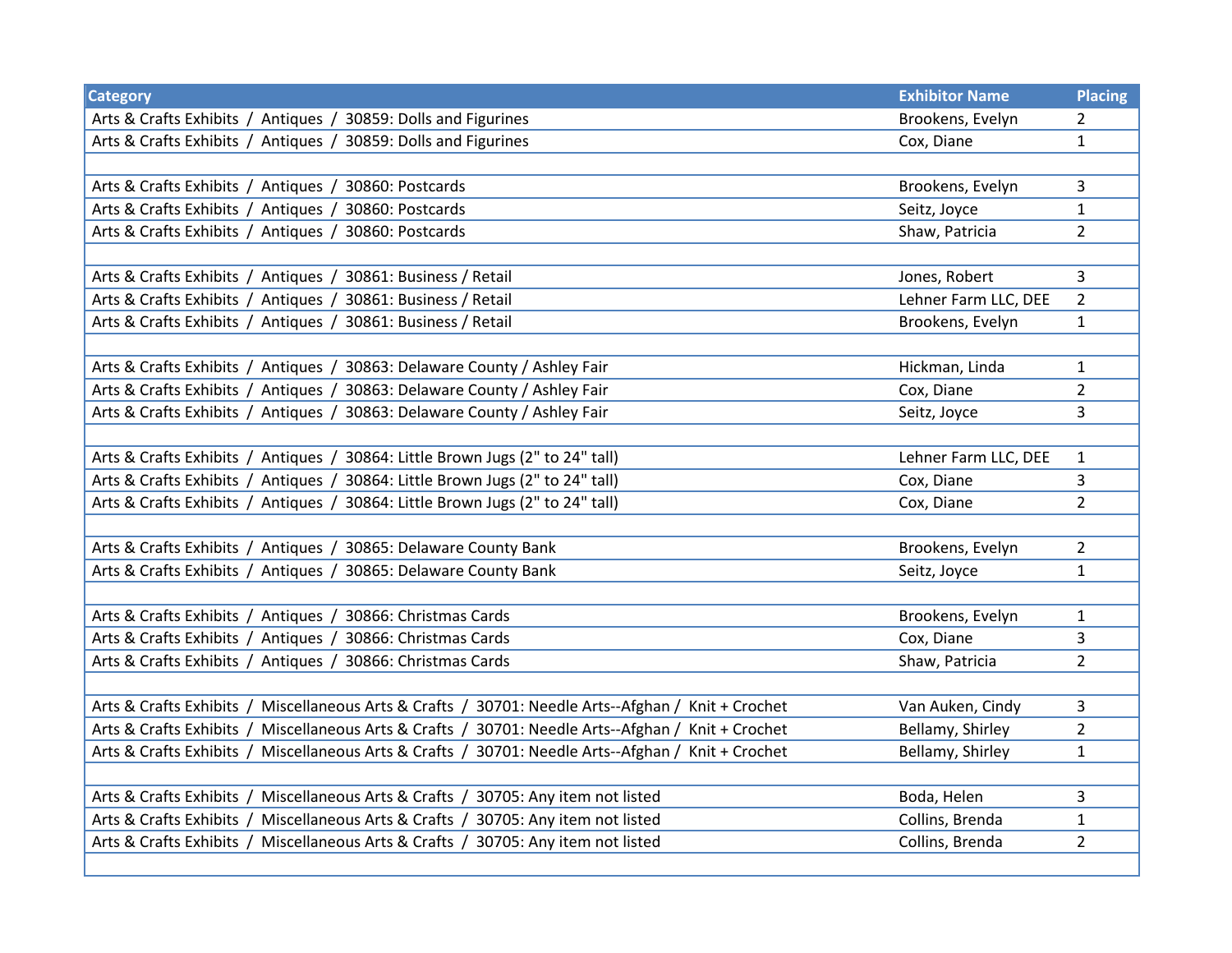| Category | Exhibitor Name | Placing |
|---|---|---|
| Arts & Crafts Exhibits / Antiques / 30859: Dolls and Figurines | Brookens, Evelyn | 2 |
| Arts & Crafts Exhibits / Antiques / 30859: Dolls and Figurines | Cox, Diane | 1 |
| | | |
| Arts & Crafts Exhibits / Antiques / 30860: Postcards | Brookens, Evelyn | 3 |
| Arts & Crafts Exhibits / Antiques / 30860: Postcards | Seitz, Joyce | 1 |
| Arts & Crafts Exhibits / Antiques / 30860: Postcards | Shaw, Patricia | 2 |
| | | |
| Arts & Crafts Exhibits / Antiques / 30861: Business / Retail | Jones, Robert | 3 |
| Arts & Crafts Exhibits / Antiques / 30861: Business / Retail | Lehner Farm LLC, DEE | 2 |
| Arts & Crafts Exhibits / Antiques / 30861: Business / Retail | Brookens, Evelyn | 1 |
| | | |
| Arts & Crafts Exhibits / Antiques / 30863: Delaware County / Ashley Fair | Hickman, Linda | 1 |
| Arts & Crafts Exhibits / Antiques / 30863: Delaware County / Ashley Fair | Cox, Diane | 2 |
| Arts & Crafts Exhibits / Antiques / 30863: Delaware County / Ashley Fair | Seitz, Joyce | 3 |
| | | |
| Arts & Crafts Exhibits / Antiques / 30864: Little Brown Jugs (2" to 24" tall) | Lehner Farm LLC, DEE | 1 |
| Arts & Crafts Exhibits / Antiques / 30864: Little Brown Jugs (2" to 24" tall) | Cox, Diane | 3 |
| Arts & Crafts Exhibits / Antiques / 30864: Little Brown Jugs (2" to 24" tall) | Cox, Diane | 2 |
| | | |
| Arts & Crafts Exhibits / Antiques / 30865: Delaware County Bank | Brookens, Evelyn | 2 |
| Arts & Crafts Exhibits / Antiques / 30865: Delaware County Bank | Seitz, Joyce | 1 |
| | | |
| Arts & Crafts Exhibits / Antiques / 30866: Christmas Cards | Brookens, Evelyn | 1 |
| Arts & Crafts Exhibits / Antiques / 30866: Christmas Cards | Cox, Diane | 3 |
| Arts & Crafts Exhibits / Antiques / 30866: Christmas Cards | Shaw, Patricia | 2 |
| | | |
| Arts & Crafts Exhibits / Miscellaneous Arts & Crafts / 30701: Needle Arts--Afghan / Knit + Crochet | Van Auken, Cindy | 3 |
| Arts & Crafts Exhibits / Miscellaneous Arts & Crafts / 30701: Needle Arts--Afghan / Knit + Crochet | Bellamy, Shirley | 2 |
| Arts & Crafts Exhibits / Miscellaneous Arts & Crafts / 30701: Needle Arts--Afghan / Knit + Crochet | Bellamy, Shirley | 1 |
| | | |
| Arts & Crafts Exhibits / Miscellaneous Arts & Crafts / 30705: Any item not listed | Boda, Helen | 3 |
| Arts & Crafts Exhibits / Miscellaneous Arts & Crafts / 30705: Any item not listed | Collins, Brenda | 1 |
| Arts & Crafts Exhibits / Miscellaneous Arts & Crafts / 30705: Any item not listed | Collins, Brenda | 2 |
| | | |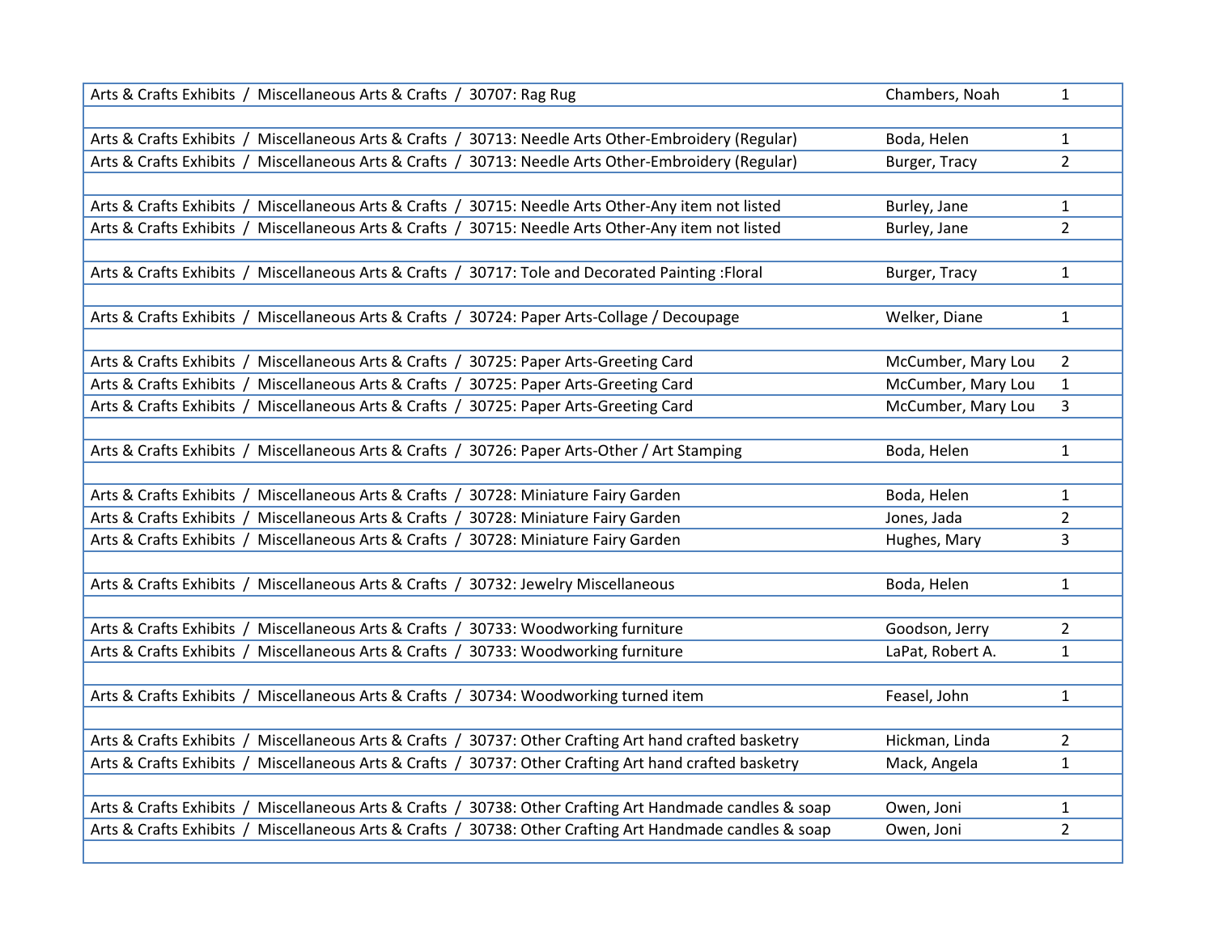| | | |
|---|---|---|
| Arts & Crafts Exhibits / Miscellaneous Arts & Crafts / 30707: Rag Rug | Chambers, Noah | 1 |
| | | |
| Arts & Crafts Exhibits / Miscellaneous Arts & Crafts / 30713: Needle Arts Other-Embroidery (Regular) | Boda, Helen | 1 |
| Arts & Crafts Exhibits / Miscellaneous Arts & Crafts / 30713: Needle Arts Other-Embroidery (Regular) | Burger, Tracy | 2 |
| | | |
| Arts & Crafts Exhibits / Miscellaneous Arts & Crafts / 30715: Needle Arts Other-Any item not listed | Burley, Jane | 1 |
| Arts & Crafts Exhibits / Miscellaneous Arts & Crafts / 30715: Needle Arts Other-Any item not listed | Burley, Jane | 2 |
| | | |
| Arts & Crafts Exhibits / Miscellaneous Arts & Crafts / 30717: Tole and Decorated Painting :Floral | Burger, Tracy | 1 |
| | | |
| Arts & Crafts Exhibits / Miscellaneous Arts & Crafts / 30724: Paper Arts-Collage / Decoupage | Welker, Diane | 1 |
| | | |
| Arts & Crafts Exhibits / Miscellaneous Arts & Crafts / 30725: Paper Arts-Greeting Card | McCumber, Mary Lou | 2 |
| Arts & Crafts Exhibits / Miscellaneous Arts & Crafts / 30725: Paper Arts-Greeting Card | McCumber, Mary Lou | 1 |
| Arts & Crafts Exhibits / Miscellaneous Arts & Crafts / 30725: Paper Arts-Greeting Card | McCumber, Mary Lou | 3 |
| | | |
| Arts & Crafts Exhibits / Miscellaneous Arts & Crafts / 30726: Paper Arts-Other / Art Stamping | Boda, Helen | 1 |
| | | |
| Arts & Crafts Exhibits / Miscellaneous Arts & Crafts / 30728: Miniature Fairy Garden | Boda, Helen | 1 |
| Arts & Crafts Exhibits / Miscellaneous Arts & Crafts / 30728: Miniature Fairy Garden | Jones, Jada | 2 |
| Arts & Crafts Exhibits / Miscellaneous Arts & Crafts / 30728: Miniature Fairy Garden | Hughes, Mary | 3 |
| | | |
| Arts & Crafts Exhibits / Miscellaneous Arts & Crafts / 30732: Jewelry Miscellaneous | Boda, Helen | 1 |
| | | |
| Arts & Crafts Exhibits / Miscellaneous Arts & Crafts / 30733: Woodworking furniture | Goodson, Jerry | 2 |
| Arts & Crafts Exhibits / Miscellaneous Arts & Crafts / 30733: Woodworking furniture | LaPat, Robert A. | 1 |
| | | |
| Arts & Crafts Exhibits / Miscellaneous Arts & Crafts / 30734: Woodworking turned item | Feasel, John | 1 |
| | | |
| Arts & Crafts Exhibits / Miscellaneous Arts & Crafts / 30737: Other Crafting Art hand crafted basketry | Hickman, Linda | 2 |
| Arts & Crafts Exhibits / Miscellaneous Arts & Crafts / 30737: Other Crafting Art hand crafted basketry | Mack, Angela | 1 |
| | | |
| Arts & Crafts Exhibits / Miscellaneous Arts & Crafts / 30738: Other Crafting Art Handmade candles & soap | Owen, Joni | 1 |
| Arts & Crafts Exhibits / Miscellaneous Arts & Crafts / 30738: Other Crafting Art Handmade candles & soap | Owen, Joni | 2 |
| | | |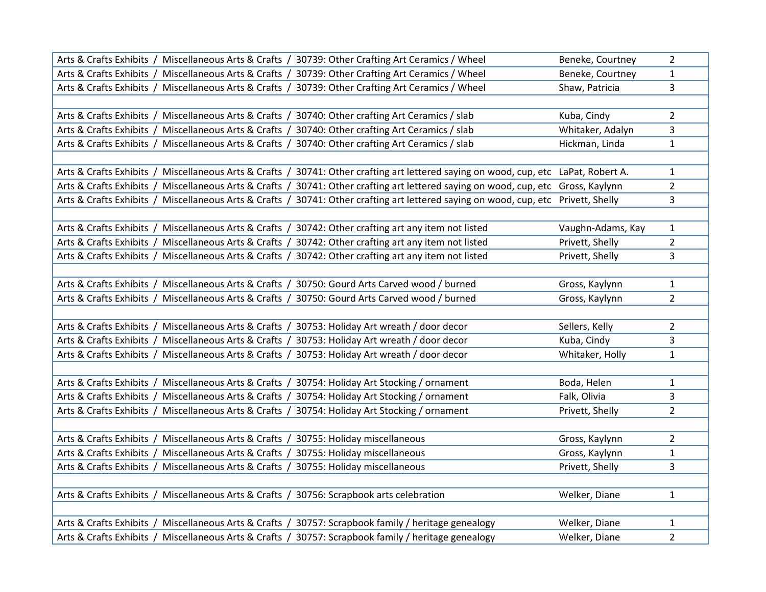| | | |
|---|---|---|
| Arts & Crafts Exhibits / Miscellaneous Arts & Crafts / 30739: Other Crafting Art Ceramics / Wheel | Beneke, Courtney | 2 |
| Arts & Crafts Exhibits / Miscellaneous Arts & Crafts / 30739: Other Crafting Art Ceramics / Wheel | Beneke, Courtney | 1 |
| Arts & Crafts Exhibits / Miscellaneous Arts & Crafts / 30739: Other Crafting Art Ceramics / Wheel | Shaw, Patricia | 3 |
| | | |
| Arts & Crafts Exhibits / Miscellaneous Arts & Crafts / 30740: Other crafting Art Ceramics / slab | Kuba, Cindy | 2 |
| Arts & Crafts Exhibits / Miscellaneous Arts & Crafts / 30740: Other crafting Art Ceramics / slab | Whitaker, Adalyn | 3 |
| Arts & Crafts Exhibits / Miscellaneous Arts & Crafts / 30740: Other crafting Art Ceramics / slab | Hickman, Linda | 1 |
| | | |
| Arts & Crafts Exhibits / Miscellaneous Arts & Crafts / 30741: Other crafting art lettered saying on wood, cup, etc | LaPat, Robert A. | 1 |
| Arts & Crafts Exhibits / Miscellaneous Arts & Crafts / 30741: Other crafting art lettered saying on wood, cup, etc | Gross, Kaylynn | 2 |
| Arts & Crafts Exhibits / Miscellaneous Arts & Crafts / 30741: Other crafting art lettered saying on wood, cup, etc | Privett, Shelly | 3 |
| | | |
| Arts & Crafts Exhibits / Miscellaneous Arts & Crafts / 30742: Other crafting art any item not listed | Vaughn-Adams, Kay | 1 |
| Arts & Crafts Exhibits / Miscellaneous Arts & Crafts / 30742: Other crafting art any item not listed | Privett, Shelly | 2 |
| Arts & Crafts Exhibits / Miscellaneous Arts & Crafts / 30742: Other crafting art any item not listed | Privett, Shelly | 3 |
| | | |
| Arts & Crafts Exhibits / Miscellaneous Arts & Crafts / 30750: Gourd Arts Carved wood / burned | Gross, Kaylynn | 1 |
| Arts & Crafts Exhibits / Miscellaneous Arts & Crafts / 30750: Gourd Arts Carved wood / burned | Gross, Kaylynn | 2 |
| | | |
| Arts & Crafts Exhibits / Miscellaneous Arts & Crafts / 30753: Holiday Art wreath / door decor | Sellers, Kelly | 2 |
| Arts & Crafts Exhibits / Miscellaneous Arts & Crafts / 30753: Holiday Art wreath / door decor | Kuba, Cindy | 3 |
| Arts & Crafts Exhibits / Miscellaneous Arts & Crafts / 30753: Holiday Art wreath / door decor | Whitaker, Holly | 1 |
| | | |
| Arts & Crafts Exhibits / Miscellaneous Arts & Crafts / 30754: Holiday Art Stocking / ornament | Boda, Helen | 1 |
| Arts & Crafts Exhibits / Miscellaneous Arts & Crafts / 30754: Holiday Art Stocking / ornament | Falk, Olivia | 3 |
| Arts & Crafts Exhibits / Miscellaneous Arts & Crafts / 30754: Holiday Art Stocking / ornament | Privett, Shelly | 2 |
| | | |
| Arts & Crafts Exhibits / Miscellaneous Arts & Crafts / 30755: Holiday miscellaneous | Gross, Kaylynn | 2 |
| Arts & Crafts Exhibits / Miscellaneous Arts & Crafts / 30755: Holiday miscellaneous | Gross, Kaylynn | 1 |
| Arts & Crafts Exhibits / Miscellaneous Arts & Crafts / 30755: Holiday miscellaneous | Privett, Shelly | 3 |
| | | |
| Arts & Crafts Exhibits / Miscellaneous Arts & Crafts / 30756: Scrapbook arts celebration | Welker, Diane | 1 |
| | | |
| Arts & Crafts Exhibits / Miscellaneous Arts & Crafts / 30757: Scrapbook family / heritage genealogy | Welker, Diane | 1 |
| Arts & Crafts Exhibits / Miscellaneous Arts & Crafts / 30757: Scrapbook family / heritage genealogy | Welker, Diane | 2 |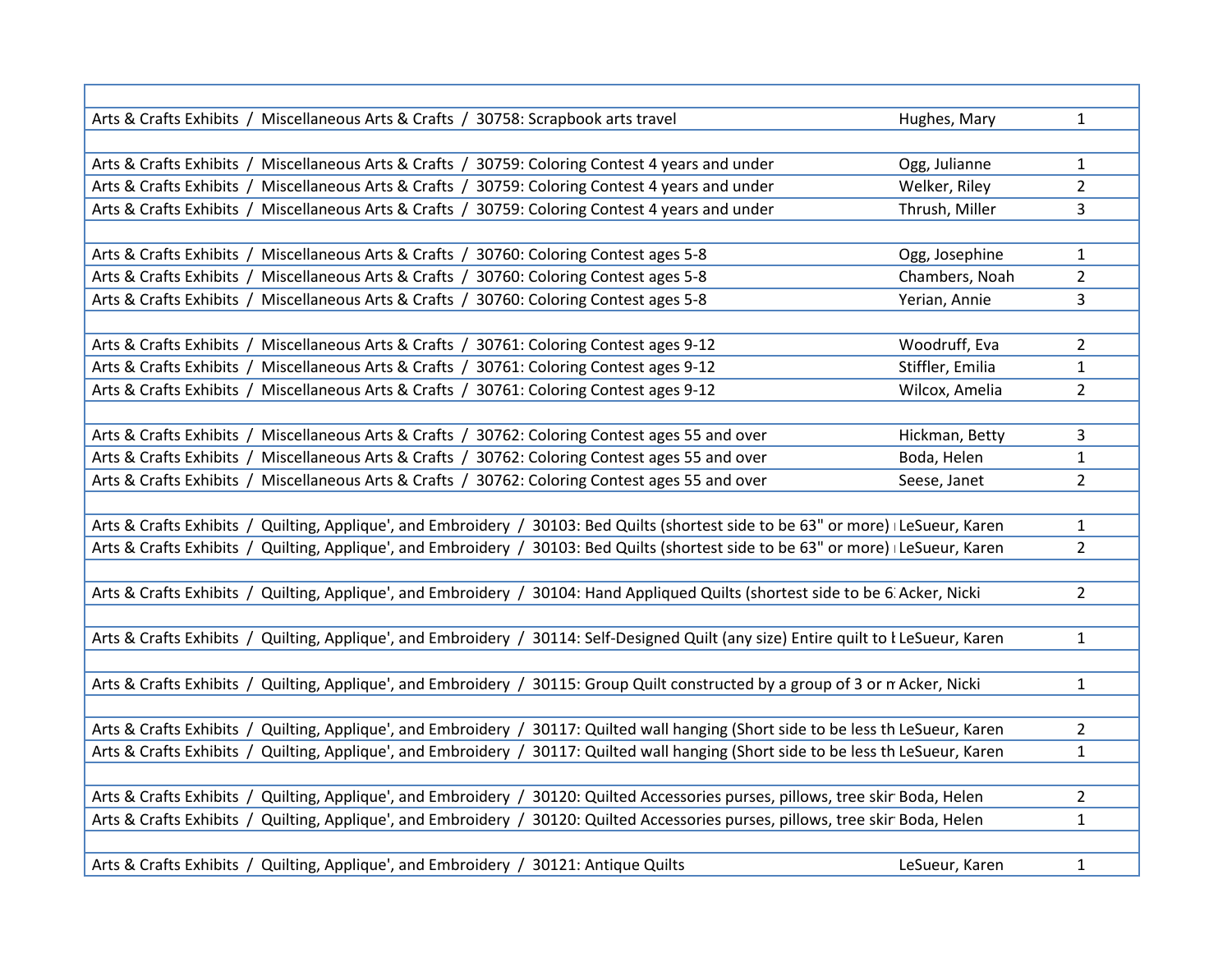| | | |
|---|---|---|
| Arts & Crafts Exhibits / Miscellaneous Arts & Crafts / 30758: Scrapbook arts travel | Hughes, Mary | 1 |
| | | |
| Arts & Crafts Exhibits / Miscellaneous Arts & Crafts / 30759: Coloring Contest 4 years and under | Ogg, Julianne | 1 |
| Arts & Crafts Exhibits / Miscellaneous Arts & Crafts / 30759: Coloring Contest 4 years and under | Welker, Riley | 2 |
| Arts & Crafts Exhibits / Miscellaneous Arts & Crafts / 30759: Coloring Contest 4 years and under | Thrush, Miller | 3 |
| | | |
| Arts & Crafts Exhibits / Miscellaneous Arts & Crafts / 30760: Coloring Contest ages 5-8 | Ogg, Josephine | 1 |
| Arts & Crafts Exhibits / Miscellaneous Arts & Crafts / 30760: Coloring Contest ages 5-8 | Chambers, Noah | 2 |
| Arts & Crafts Exhibits / Miscellaneous Arts & Crafts / 30760: Coloring Contest ages 5-8 | Yerian, Annie | 3 |
| | | |
| Arts & Crafts Exhibits / Miscellaneous Arts & Crafts / 30761: Coloring Contest ages 9-12 | Woodruff, Eva | 2 |
| Arts & Crafts Exhibits / Miscellaneous Arts & Crafts / 30761: Coloring Contest ages 9-12 | Stiffler, Emilia | 1 |
| Arts & Crafts Exhibits / Miscellaneous Arts & Crafts / 30761: Coloring Contest ages 9-12 | Wilcox, Amelia | 2 |
| | | |
| Arts & Crafts Exhibits / Miscellaneous Arts & Crafts / 30762: Coloring Contest ages 55 and over | Hickman, Betty | 3 |
| Arts & Crafts Exhibits / Miscellaneous Arts & Crafts / 30762: Coloring Contest ages 55 and over | Boda, Helen | 1 |
| Arts & Crafts Exhibits / Miscellaneous Arts & Crafts / 30762: Coloring Contest ages 55 and over | Seese, Janet | 2 |
| | | |
| Arts & Crafts Exhibits / Quilting, Applique', and Embroidery / 30103: Bed Quilts (shortest side to be 63" or more) | LeSueur, Karen | 1 |
| Arts & Crafts Exhibits / Quilting, Applique', and Embroidery / 30103: Bed Quilts (shortest side to be 63" or more) | LeSueur, Karen | 2 |
| | | |
| Arts & Crafts Exhibits / Quilting, Applique', and Embroidery / 30104: Hand Appliqued Quilts (shortest side to be 6 | Acker, Nicki | 2 |
| | | |
| Arts & Crafts Exhibits / Quilting, Applique', and Embroidery / 30114: Self-Designed Quilt (any size) Entire quilt to | LeSueur, Karen | 1 |
| | | |
| Arts & Crafts Exhibits / Quilting, Applique', and Embroidery / 30115: Group Quilt constructed by a group of 3 or | Acker, Nicki | 1 |
| | | |
| Arts & Crafts Exhibits / Quilting, Applique', and Embroidery / 30117: Quilted wall hanging (Short side to be less th | LeSueur, Karen | 2 |
| Arts & Crafts Exhibits / Quilting, Applique', and Embroidery / 30117: Quilted wall hanging (Short side to be less th | LeSueur, Karen | 1 |
| | | |
| Arts & Crafts Exhibits / Quilting, Applique', and Embroidery / 30120: Quilted Accessories purses, pillows, tree skir | Boda, Helen | 2 |
| Arts & Crafts Exhibits / Quilting, Applique', and Embroidery / 30120: Quilted Accessories purses, pillows, tree skir | Boda, Helen | 1 |
| | | |
| Arts & Crafts Exhibits / Quilting, Applique', and Embroidery / 30121: Antique Quilts | LeSueur, Karen | 1 |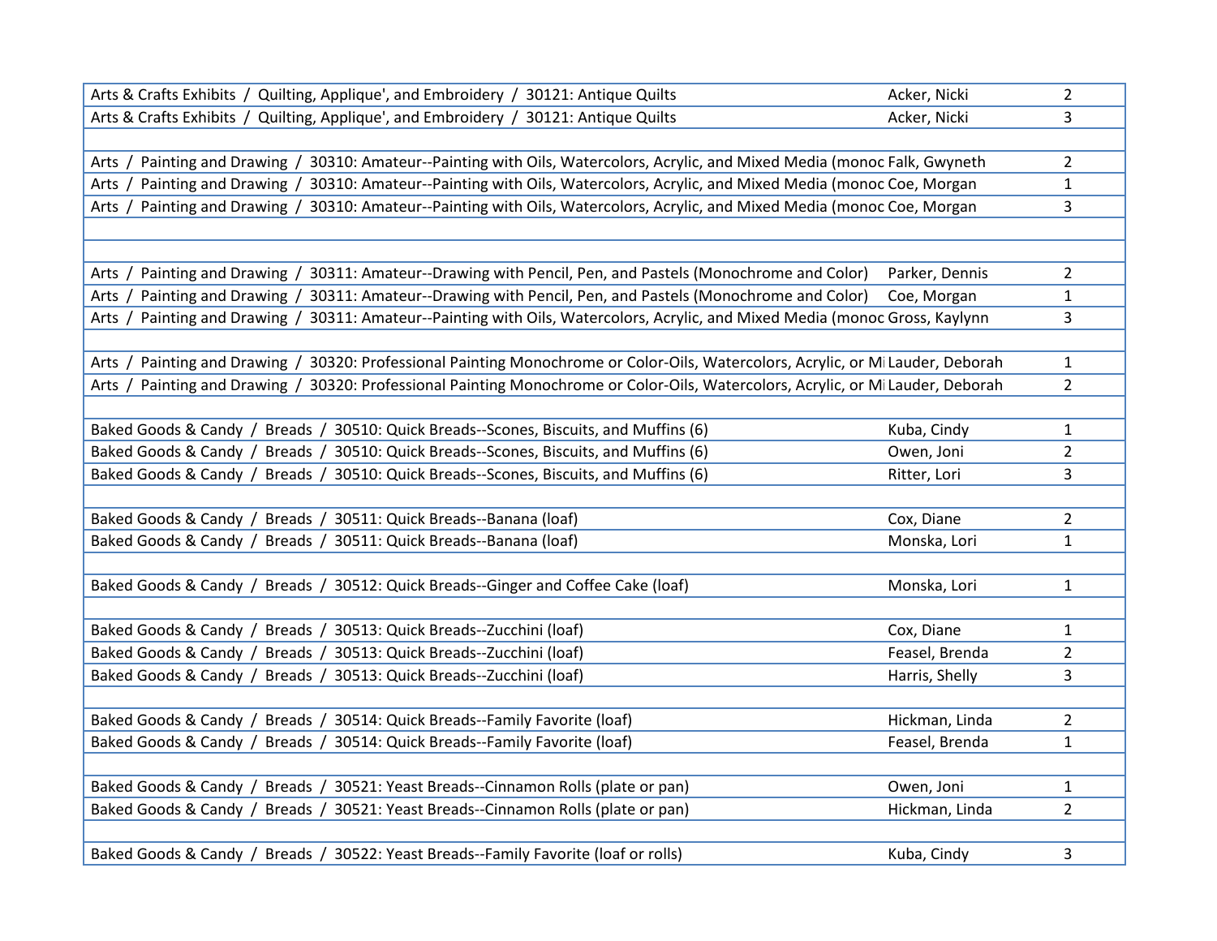| | | |
|---|---|---|
| Arts & Crafts Exhibits / Quilting, Applique', and Embroidery / 30121: Antique Quilts | Acker, Nicki | 2 |
| Arts & Crafts Exhibits / Quilting, Applique', and Embroidery / 30121: Antique Quilts | Acker, Nicki | 3 |
| | | |
| Arts / Painting and Drawing / 30310: Amateur--Painting with Oils, Watercolors, Acrylic, and Mixed Media (monoc | Falk, Gwyneth | 2 |
| Arts / Painting and Drawing / 30310: Amateur--Painting with Oils, Watercolors, Acrylic, and Mixed Media (monoc | Coe, Morgan | 1 |
| Arts / Painting and Drawing / 30310: Amateur--Painting with Oils, Watercolors, Acrylic, and Mixed Media (monoc | Coe, Morgan | 3 |
| | | |
| | | |
| Arts / Painting and Drawing / 30311: Amateur--Drawing with Pencil, Pen, and Pastels (Monochrome and Color) | Parker, Dennis | 2 |
| Arts / Painting and Drawing / 30311: Amateur--Drawing with Pencil, Pen, and Pastels (Monochrome and Color) | Coe, Morgan | 1 |
| Arts / Painting and Drawing / 30311: Amateur--Painting with Oils, Watercolors, Acrylic, and Mixed Media (monoc | Gross, Kaylynn | 3 |
| | | |
| Arts / Painting and Drawing / 30320: Professional Painting Monochrome or Color-Oils, Watercolors, Acrylic, or Mi | Lauder, Deborah | 1 |
| Arts / Painting and Drawing / 30320: Professional Painting Monochrome or Color-Oils, Watercolors, Acrylic, or Mi | Lauder, Deborah | 2 |
| | | |
| Baked Goods & Candy / Breads / 30510: Quick Breads--Scones, Biscuits, and Muffins (6) | Kuba, Cindy | 1 |
| Baked Goods & Candy / Breads / 30510: Quick Breads--Scones, Biscuits, and Muffins (6) | Owen, Joni | 2 |
| Baked Goods & Candy / Breads / 30510: Quick Breads--Scones, Biscuits, and Muffins (6) | Ritter, Lori | 3 |
| | | |
| Baked Goods & Candy / Breads / 30511: Quick Breads--Banana (loaf) | Cox, Diane | 2 |
| Baked Goods & Candy / Breads / 30511: Quick Breads--Banana (loaf) | Monska, Lori | 1 |
| | | |
| Baked Goods & Candy / Breads / 30512: Quick Breads--Ginger and Coffee Cake (loaf) | Monska, Lori | 1 |
| | | |
| Baked Goods & Candy / Breads / 30513: Quick Breads--Zucchini (loaf) | Cox, Diane | 1 |
| Baked Goods & Candy / Breads / 30513: Quick Breads--Zucchini (loaf) | Feasel, Brenda | 2 |
| Baked Goods & Candy / Breads / 30513: Quick Breads--Zucchini (loaf) | Harris, Shelly | 3 |
| | | |
| Baked Goods & Candy / Breads / 30514: Quick Breads--Family Favorite (loaf) | Hickman, Linda | 2 |
| Baked Goods & Candy / Breads / 30514: Quick Breads--Family Favorite (loaf) | Feasel, Brenda | 1 |
| | | |
| Baked Goods & Candy / Breads / 30521: Yeast Breads--Cinnamon Rolls (plate or pan) | Owen, Joni | 1 |
| Baked Goods & Candy / Breads / 30521: Yeast Breads--Cinnamon Rolls (plate or pan) | Hickman, Linda | 2 |
| | | |
| Baked Goods & Candy / Breads / 30522: Yeast Breads--Family Favorite (loaf or rolls) | Kuba, Cindy | 3 |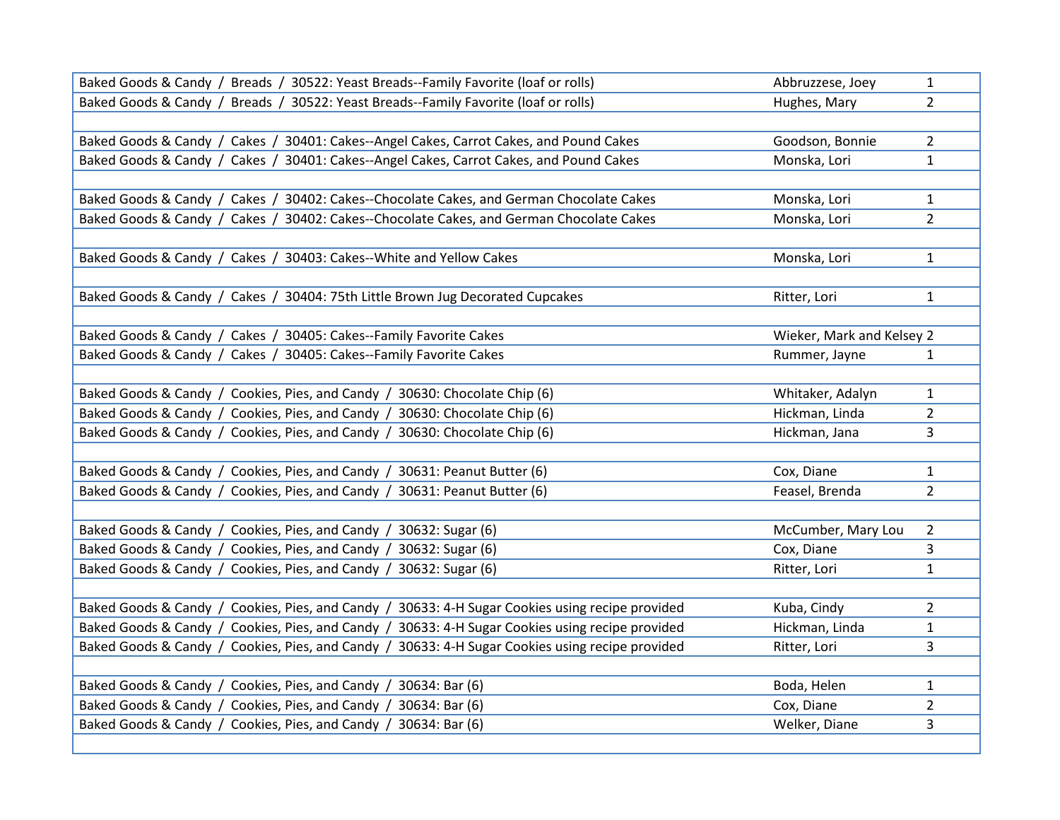| | | |
|---|---|---|
| Baked Goods & Candy / Breads / 30522: Yeast Breads--Family Favorite (loaf or rolls) | Abbruzzese, Joey | 1 |
| Baked Goods & Candy / Breads / 30522: Yeast Breads--Family Favorite (loaf or rolls) | Hughes, Mary | 2 |
| | | |
| Baked Goods & Candy / Cakes / 30401: Cakes--Angel Cakes, Carrot Cakes, and Pound Cakes | Goodson, Bonnie | 2 |
| Baked Goods & Candy / Cakes / 30401: Cakes--Angel Cakes, Carrot Cakes, and Pound Cakes | Monska, Lori | 1 |
| | | |
| Baked Goods & Candy / Cakes / 30402: Cakes--Chocolate Cakes, and German Chocolate Cakes | Monska, Lori | 1 |
| Baked Goods & Candy / Cakes / 30402: Cakes--Chocolate Cakes, and German Chocolate Cakes | Monska, Lori | 2 |
| | | |
| Baked Goods & Candy / Cakes / 30403: Cakes--White and Yellow Cakes | Monska, Lori | 1 |
| | | |
| Baked Goods & Candy / Cakes / 30404: 75th Little Brown Jug Decorated Cupcakes | Ritter, Lori | 1 |
| | | |
| Baked Goods & Candy / Cakes / 30405: Cakes--Family Favorite Cakes | Wieker, Mark and Kelsey | 2 |
| Baked Goods & Candy / Cakes / 30405: Cakes--Family Favorite Cakes | Rummer, Jayne | 1 |
| | | |
| Baked Goods & Candy / Cookies, Pies, and Candy / 30630: Chocolate Chip (6) | Whitaker, Adalyn | 1 |
| Baked Goods & Candy / Cookies, Pies, and Candy / 30630: Chocolate Chip (6) | Hickman, Linda | 2 |
| Baked Goods & Candy / Cookies, Pies, and Candy / 30630: Chocolate Chip (6) | Hickman, Jana | 3 |
| | | |
| Baked Goods & Candy / Cookies, Pies, and Candy / 30631: Peanut Butter (6) | Cox, Diane | 1 |
| Baked Goods & Candy / Cookies, Pies, and Candy / 30631: Peanut Butter (6) | Feasel, Brenda | 2 |
| | | |
| Baked Goods & Candy / Cookies, Pies, and Candy / 30632: Sugar (6) | McCumber, Mary Lou | 2 |
| Baked Goods & Candy / Cookies, Pies, and Candy / 30632: Sugar (6) | Cox, Diane | 3 |
| Baked Goods & Candy / Cookies, Pies, and Candy / 30632: Sugar (6) | Ritter, Lori | 1 |
| | | |
| Baked Goods & Candy / Cookies, Pies, and Candy / 30633: 4-H Sugar Cookies using recipe provided | Kuba, Cindy | 2 |
| Baked Goods & Candy / Cookies, Pies, and Candy / 30633: 4-H Sugar Cookies using recipe provided | Hickman, Linda | 1 |
| Baked Goods & Candy / Cookies, Pies, and Candy / 30633: 4-H Sugar Cookies using recipe provided | Ritter, Lori | 3 |
| | | |
| Baked Goods & Candy / Cookies, Pies, and Candy / 30634: Bar (6) | Boda, Helen | 1 |
| Baked Goods & Candy / Cookies, Pies, and Candy / 30634: Bar (6) | Cox, Diane | 2 |
| Baked Goods & Candy / Cookies, Pies, and Candy / 30634: Bar (6) | Welker, Diane | 3 |
| | | |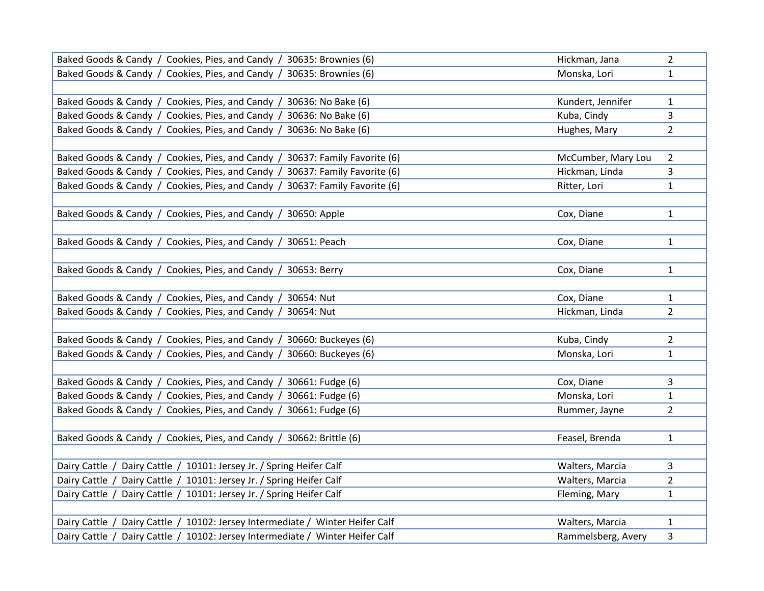| | | |
|---|---|---|
| Baked Goods & Candy / Cookies, Pies, and Candy / 30635: Brownies (6) | Hickman, Jana | 2 |
| Baked Goods & Candy / Cookies, Pies, and Candy / 30635: Brownies (6) | Monska, Lori | 1 |
| | | |
| Baked Goods & Candy / Cookies, Pies, and Candy / 30636: No Bake (6) | Kundert, Jennifer | 1 |
| Baked Goods & Candy / Cookies, Pies, and Candy / 30636: No Bake (6) | Kuba, Cindy | 3 |
| Baked Goods & Candy / Cookies, Pies, and Candy / 30636: No Bake (6) | Hughes, Mary | 2 |
| | | |
| Baked Goods & Candy / Cookies, Pies, and Candy / 30637: Family Favorite (6) | McCumber, Mary Lou | 2 |
| Baked Goods & Candy / Cookies, Pies, and Candy / 30637: Family Favorite (6) | Hickman, Linda | 3 |
| Baked Goods & Candy / Cookies, Pies, and Candy / 30637: Family Favorite (6) | Ritter, Lori | 1 |
| | | |
| Baked Goods & Candy / Cookies, Pies, and Candy / 30650: Apple | Cox, Diane | 1 |
| | | |
| Baked Goods & Candy / Cookies, Pies, and Candy / 30651: Peach | Cox, Diane | 1 |
| | | |
| Baked Goods & Candy / Cookies, Pies, and Candy / 30653: Berry | Cox, Diane | 1 |
| | | |
| Baked Goods & Candy / Cookies, Pies, and Candy / 30654: Nut | Cox, Diane | 1 |
| Baked Goods & Candy / Cookies, Pies, and Candy / 30654: Nut | Hickman, Linda | 2 |
| | | |
| Baked Goods & Candy / Cookies, Pies, and Candy / 30660: Buckeyes (6) | Kuba, Cindy | 2 |
| Baked Goods & Candy / Cookies, Pies, and Candy / 30660: Buckeyes (6) | Monska, Lori | 1 |
| | | |
| Baked Goods & Candy / Cookies, Pies, and Candy / 30661: Fudge (6) | Cox, Diane | 3 |
| Baked Goods & Candy / Cookies, Pies, and Candy / 30661: Fudge (6) | Monska, Lori | 1 |
| Baked Goods & Candy / Cookies, Pies, and Candy / 30661: Fudge (6) | Rummer, Jayne | 2 |
| | | |
| Baked Goods & Candy / Cookies, Pies, and Candy / 30662: Brittle (6) | Feasel, Brenda | 1 |
| | | |
| Dairy Cattle / Dairy Cattle / 10101: Jersey Jr. / Spring Heifer Calf | Walters, Marcia | 3 |
| Dairy Cattle / Dairy Cattle / 10101: Jersey Jr. / Spring Heifer Calf | Walters, Marcia | 2 |
| Dairy Cattle / Dairy Cattle / 10101: Jersey Jr. / Spring Heifer Calf | Fleming, Mary | 1 |
| | | |
| Dairy Cattle / Dairy Cattle / 10102: Jersey Intermediate / Winter Heifer Calf | Walters, Marcia | 1 |
| Dairy Cattle / Dairy Cattle / 10102: Jersey Intermediate / Winter Heifer Calf | Rammelsberg, Avery | 3 |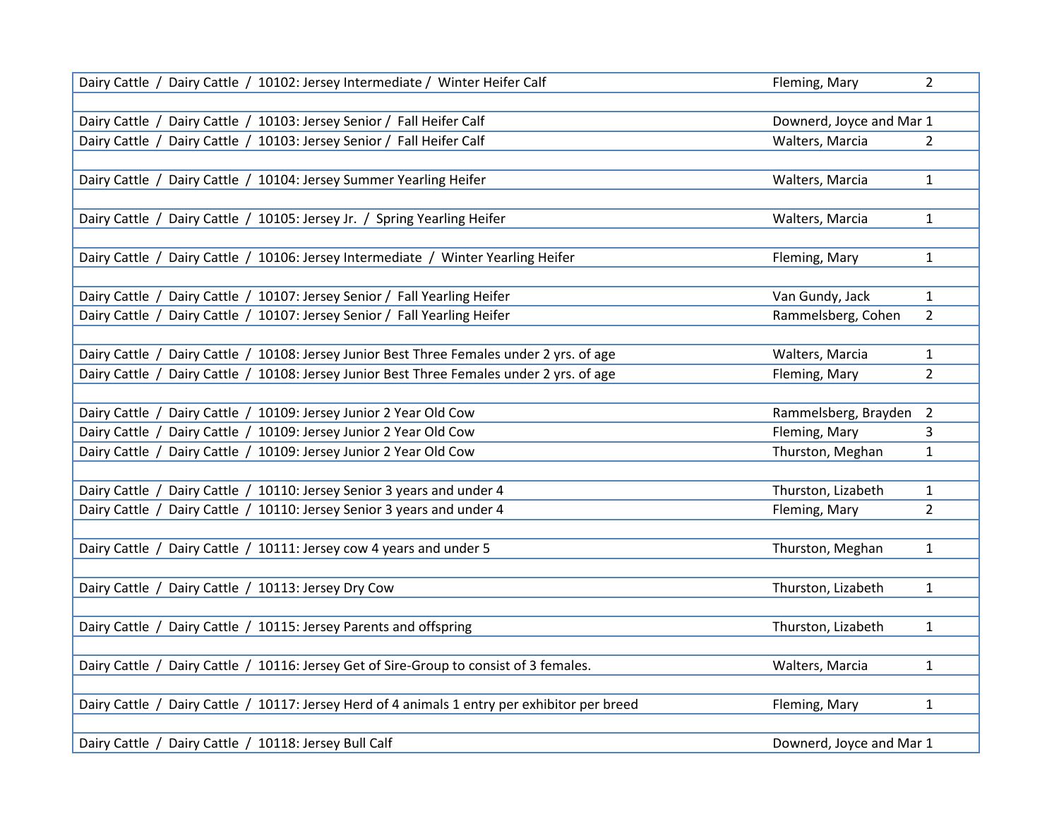| | | |
|---|---|---|
| Dairy Cattle / Dairy Cattle / 10102: Jersey Intermediate / Winter Heifer Calf | Fleming, Mary | 2 |
| | | |
| Dairy Cattle / Dairy Cattle / 10103: Jersey Senior / Fall Heifer Calf | Downerd, Joyce and Mar | 1 |
| Dairy Cattle / Dairy Cattle / 10103: Jersey Senior / Fall Heifer Calf | Walters, Marcia | 2 |
| | | |
| Dairy Cattle / Dairy Cattle / 10104: Jersey Summer Yearling Heifer | Walters, Marcia | 1 |
| | | |
| Dairy Cattle / Dairy Cattle / 10105: Jersey Jr. / Spring Yearling Heifer | Walters, Marcia | 1 |
| | | |
| Dairy Cattle / Dairy Cattle / 10106: Jersey Intermediate / Winter Yearling Heifer | Fleming, Mary | 1 |
| | | |
| Dairy Cattle / Dairy Cattle / 10107: Jersey Senior / Fall Yearling Heifer | Van Gundy, Jack | 1 |
| Dairy Cattle / Dairy Cattle / 10107: Jersey Senior / Fall Yearling Heifer | Rammelsberg, Cohen | 2 |
| | | |
| Dairy Cattle / Dairy Cattle / 10108: Jersey Junior Best Three Females under 2 yrs. of age | Walters, Marcia | 1 |
| Dairy Cattle / Dairy Cattle / 10108: Jersey Junior Best Three Females under 2 yrs. of age | Fleming, Mary | 2 |
| | | |
| Dairy Cattle / Dairy Cattle / 10109: Jersey Junior 2 Year Old Cow | Rammelsberg, Brayden | 2 |
| Dairy Cattle / Dairy Cattle / 10109: Jersey Junior 2 Year Old Cow | Fleming, Mary | 3 |
| Dairy Cattle / Dairy Cattle / 10109: Jersey Junior 2 Year Old Cow | Thurston, Meghan | 1 |
| | | |
| Dairy Cattle / Dairy Cattle / 10110: Jersey Senior 3 years and under 4 | Thurston, Lizabeth | 1 |
| Dairy Cattle / Dairy Cattle / 10110: Jersey Senior 3 years and under 4 | Fleming, Mary | 2 |
| | | |
| Dairy Cattle / Dairy Cattle / 10111: Jersey cow 4 years and under 5 | Thurston, Meghan | 1 |
| | | |
| Dairy Cattle / Dairy Cattle / 10113: Jersey Dry Cow | Thurston, Lizabeth | 1 |
| | | |
| Dairy Cattle / Dairy Cattle / 10115: Jersey Parents and offspring | Thurston, Lizabeth | 1 |
| | | |
| Dairy Cattle / Dairy Cattle / 10116: Jersey Get of Sire-Group to consist of 3 females. | Walters, Marcia | 1 |
| | | |
| Dairy Cattle / Dairy Cattle / 10117: Jersey Herd of 4 animals 1 entry per exhibitor per breed | Fleming, Mary | 1 |
| | | |
| Dairy Cattle / Dairy Cattle / 10118: Jersey Bull Calf | Downerd, Joyce and Mar | 1 |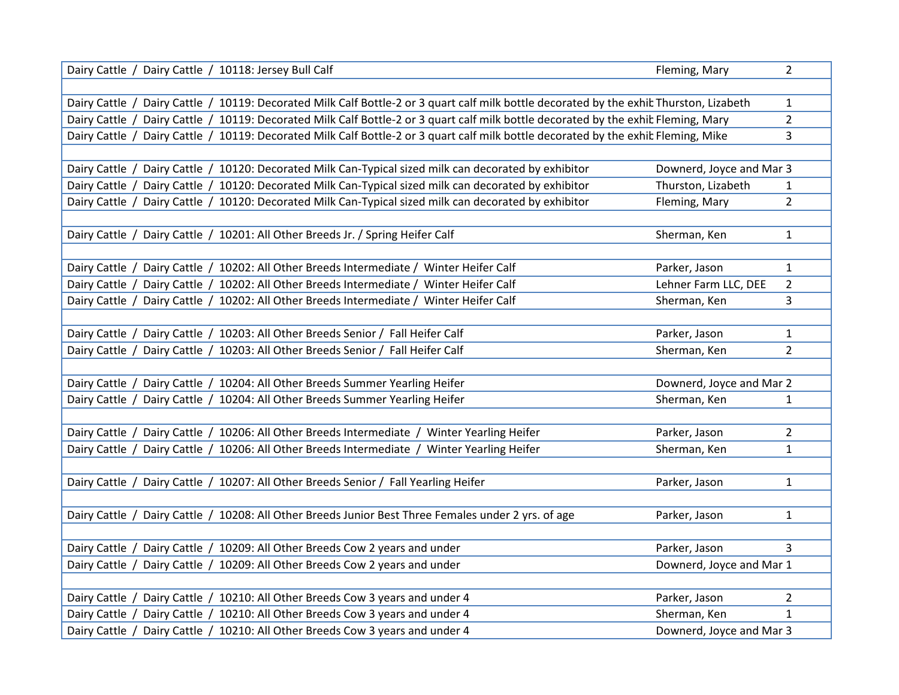| | | |
|---|---|---|
| Dairy Cattle / Dairy Cattle / 10118: Jersey Bull Calf | Fleming, Mary | 2 |
| | | |
| Dairy Cattle / Dairy Cattle / 10119: Decorated Milk Calf Bottle-2 or 3 quart calf milk bottle decorated by the exhib | Thurston, Lizabeth | 1 |
| Dairy Cattle / Dairy Cattle / 10119: Decorated Milk Calf Bottle-2 or 3 quart calf milk bottle decorated by the exhib | Fleming, Mary | 2 |
| Dairy Cattle / Dairy Cattle / 10119: Decorated Milk Calf Bottle-2 or 3 quart calf milk bottle decorated by the exhib | Fleming, Mike | 3 |
| | | |
| Dairy Cattle / Dairy Cattle / 10120: Decorated Milk Can-Typical sized milk can decorated by exhibitor | Downerd, Joyce and Mar | 3 |
| Dairy Cattle / Dairy Cattle / 10120: Decorated Milk Can-Typical sized milk can decorated by exhibitor | Thurston, Lizabeth | 1 |
| Dairy Cattle / Dairy Cattle / 10120: Decorated Milk Can-Typical sized milk can decorated by exhibitor | Fleming, Mary | 2 |
| | | |
| Dairy Cattle / Dairy Cattle / 10201: All Other Breeds Jr. / Spring Heifer Calf | Sherman, Ken | 1 |
| | | |
| Dairy Cattle / Dairy Cattle / 10202: All Other Breeds Intermediate / Winter Heifer Calf | Parker, Jason | 1 |
| Dairy Cattle / Dairy Cattle / 10202: All Other Breeds Intermediate / Winter Heifer Calf | Lehner Farm LLC, DEE | 2 |
| Dairy Cattle / Dairy Cattle / 10202: All Other Breeds Intermediate / Winter Heifer Calf | Sherman, Ken | 3 |
| | | |
| Dairy Cattle / Dairy Cattle / 10203: All Other Breeds Senior / Fall Heifer Calf | Parker, Jason | 1 |
| Dairy Cattle / Dairy Cattle / 10203: All Other Breeds Senior / Fall Heifer Calf | Sherman, Ken | 2 |
| | | |
| Dairy Cattle / Dairy Cattle / 10204: All Other Breeds Summer Yearling Heifer | Downerd, Joyce and Mar | 2 |
| Dairy Cattle / Dairy Cattle / 10204: All Other Breeds Summer Yearling Heifer | Sherman, Ken | 1 |
| | | |
| Dairy Cattle / Dairy Cattle / 10206: All Other Breeds Intermediate / Winter Yearling Heifer | Parker, Jason | 2 |
| Dairy Cattle / Dairy Cattle / 10206: All Other Breeds Intermediate / Winter Yearling Heifer | Sherman, Ken | 1 |
| | | |
| Dairy Cattle / Dairy Cattle / 10207: All Other Breeds Senior / Fall Yearling Heifer | Parker, Jason | 1 |
| | | |
| Dairy Cattle / Dairy Cattle / 10208: All Other Breeds Junior Best Three Females under 2 yrs. of age | Parker, Jason | 1 |
| | | |
| Dairy Cattle / Dairy Cattle / 10209: All Other Breeds Cow 2 years and under | Parker, Jason | 3 |
| Dairy Cattle / Dairy Cattle / 10209: All Other Breeds Cow 2 years and under | Downerd, Joyce and Mar | 1 |
| | | |
| Dairy Cattle / Dairy Cattle / 10210: All Other Breeds Cow 3 years and under 4 | Parker, Jason | 2 |
| Dairy Cattle / Dairy Cattle / 10210: All Other Breeds Cow 3 years and under 4 | Sherman, Ken | 1 |
| Dairy Cattle / Dairy Cattle / 10210: All Other Breeds Cow 3 years and under 4 | Downerd, Joyce and Mar | 3 |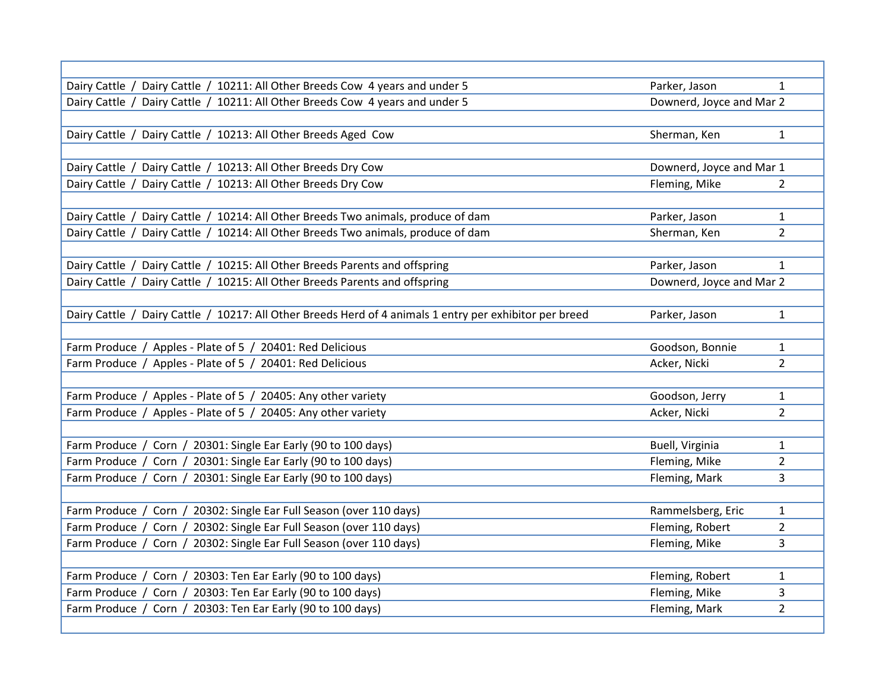| | | |
|---|---|---|
| Dairy Cattle / Dairy Cattle / 10211: All Other Breeds Cow 4 years and under 5 | Parker, Jason | 1 |
| Dairy Cattle / Dairy Cattle / 10211: All Other Breeds Cow 4 years and under 5 | Downerd, Joyce and Mar | 2 |
| | | |
| Dairy Cattle / Dairy Cattle / 10213: All Other Breeds Aged Cow | Sherman, Ken | 1 |
| | | |
| Dairy Cattle / Dairy Cattle / 10213: All Other Breeds Dry Cow | Downerd, Joyce and Mar | 1 |
| Dairy Cattle / Dairy Cattle / 10213: All Other Breeds Dry Cow | Fleming, Mike | 2 |
| | | |
| Dairy Cattle / Dairy Cattle / 10214: All Other Breeds Two animals, produce of dam | Parker, Jason | 1 |
| Dairy Cattle / Dairy Cattle / 10214: All Other Breeds Two animals, produce of dam | Sherman, Ken | 2 |
| | | |
| Dairy Cattle / Dairy Cattle / 10215: All Other Breeds Parents and offspring | Parker, Jason | 1 |
| Dairy Cattle / Dairy Cattle / 10215: All Other Breeds Parents and offspring | Downerd, Joyce and Mar | 2 |
| | | |
| Dairy Cattle / Dairy Cattle / 10217: All Other Breeds Herd of 4 animals 1 entry per exhibitor per breed | Parker, Jason | 1 |
| | | |
| Farm Produce / Apples - Plate of 5 / 20401: Red Delicious | Goodson, Bonnie | 1 |
| Farm Produce / Apples - Plate of 5 / 20401: Red Delicious | Acker, Nicki | 2 |
| | | |
| Farm Produce / Apples - Plate of 5 / 20405: Any other variety | Goodson, Jerry | 1 |
| Farm Produce / Apples - Plate of 5 / 20405: Any other variety | Acker, Nicki | 2 |
| | | |
| Farm Produce / Corn / 20301: Single Ear Early (90 to 100 days) | Buell, Virginia | 1 |
| Farm Produce / Corn / 20301: Single Ear Early (90 to 100 days) | Fleming, Mike | 2 |
| Farm Produce / Corn / 20301: Single Ear Early (90 to 100 days) | Fleming, Mark | 3 |
| | | |
| Farm Produce / Corn / 20302: Single Ear Full Season (over 110 days) | Rammelsberg, Eric | 1 |
| Farm Produce / Corn / 20302: Single Ear Full Season (over 110 days) | Fleming, Robert | 2 |
| Farm Produce / Corn / 20302: Single Ear Full Season (over 110 days) | Fleming, Mike | 3 |
| | | |
| Farm Produce / Corn / 20303: Ten Ear Early (90 to 100 days) | Fleming, Robert | 1 |
| Farm Produce / Corn / 20303: Ten Ear Early (90 to 100 days) | Fleming, Mike | 3 |
| Farm Produce / Corn / 20303: Ten Ear Early (90 to 100 days) | Fleming, Mark | 2 |
| | | |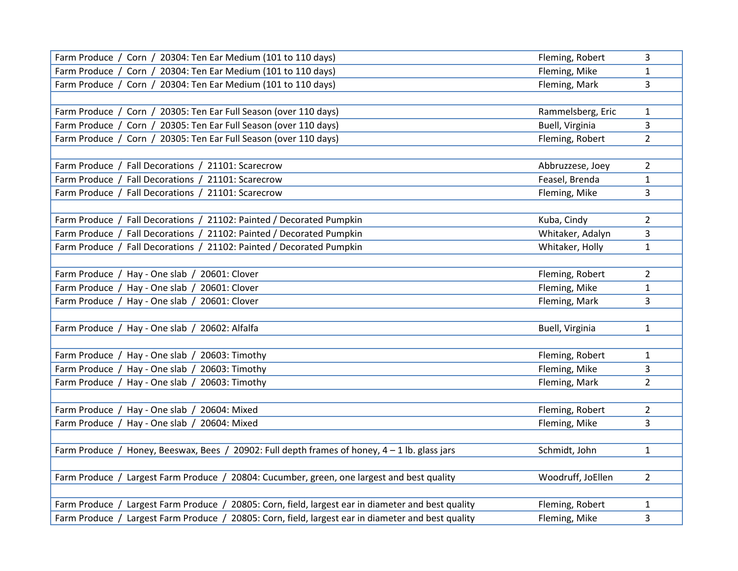| | | |
|---|---|---|
| Farm Produce / Corn / 20304: Ten Ear Medium (101 to 110 days) | Fleming, Robert | 3 |
| Farm Produce / Corn / 20304: Ten Ear Medium (101 to 110 days) | Fleming, Mike | 1 |
| Farm Produce / Corn / 20304: Ten Ear Medium (101 to 110 days) | Fleming, Mark | 3 |
| | | |
| Farm Produce / Corn / 20305: Ten Ear Full Season (over 110 days) | Rammelsberg, Eric | 1 |
| Farm Produce / Corn / 20305: Ten Ear Full Season (over 110 days) | Buell, Virginia | 3 |
| Farm Produce / Corn / 20305: Ten Ear Full Season (over 110 days) | Fleming, Robert | 2 |
| | | |
| Farm Produce / Fall Decorations / 21101: Scarecrow | Abbruzzese, Joey | 2 |
| Farm Produce / Fall Decorations / 21101: Scarecrow | Feasel, Brenda | 1 |
| Farm Produce / Fall Decorations / 21101: Scarecrow | Fleming, Mike | 3 |
| | | |
| Farm Produce / Fall Decorations / 21102: Painted / Decorated Pumpkin | Kuba, Cindy | 2 |
| Farm Produce / Fall Decorations / 21102: Painted / Decorated Pumpkin | Whitaker, Adalyn | 3 |
| Farm Produce / Fall Decorations / 21102: Painted / Decorated Pumpkin | Whitaker, Holly | 1 |
| | | |
| Farm Produce / Hay - One slab / 20601: Clover | Fleming, Robert | 2 |
| Farm Produce / Hay - One slab / 20601: Clover | Fleming, Mike | 1 |
| Farm Produce / Hay - One slab / 20601: Clover | Fleming, Mark | 3 |
| | | |
| Farm Produce / Hay - One slab / 20602: Alfalfa | Buell, Virginia | 1 |
| | | |
| Farm Produce / Hay - One slab / 20603: Timothy | Fleming, Robert | 1 |
| Farm Produce / Hay - One slab / 20603: Timothy | Fleming, Mike | 3 |
| Farm Produce / Hay - One slab / 20603: Timothy | Fleming, Mark | 2 |
| | | |
| Farm Produce / Hay - One slab / 20604: Mixed | Fleming, Robert | 2 |
| Farm Produce / Hay - One slab / 20604: Mixed | Fleming, Mike | 3 |
| | | |
| Farm Produce / Honey, Beeswax, Bees / 20902: Full depth frames of honey, 4 – 1 lb. glass jars | Schmidt, John | 1 |
| | | |
| Farm Produce / Largest Farm Produce / 20804: Cucumber, green, one largest and best quality | Woodruff, JoEllen | 2 |
| | | |
| Farm Produce / Largest Farm Produce / 20805: Corn, field, largest ear in diameter and best quality | Fleming, Robert | 1 |
| Farm Produce / Largest Farm Produce / 20805: Corn, field, largest ear in diameter and best quality | Fleming, Mike | 3 |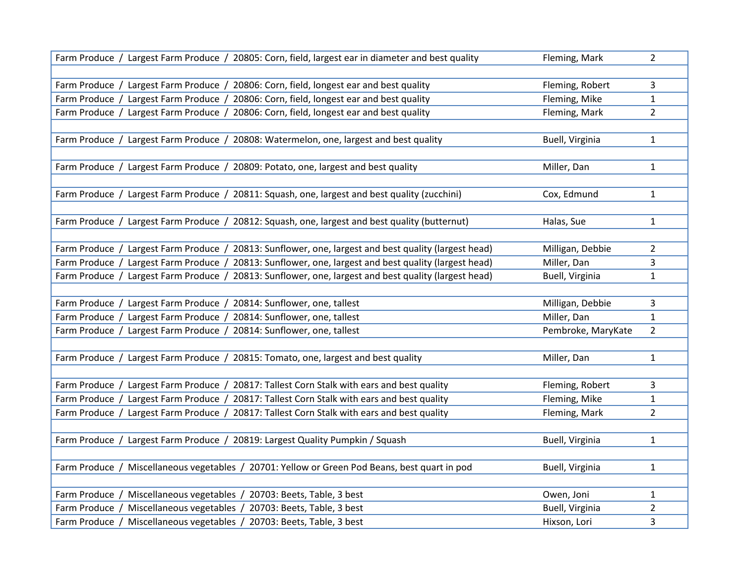| | | |
|---|---|---|
| Farm Produce / Largest Farm Produce / 20805: Corn, field, largest ear in diameter and best quality | Fleming, Mark | 2 |
| | | |
| Farm Produce / Largest Farm Produce / 20806: Corn, field, longest ear and best quality | Fleming, Robert | 3 |
| Farm Produce / Largest Farm Produce / 20806: Corn, field, longest ear and best quality | Fleming, Mike | 1 |
| Farm Produce / Largest Farm Produce / 20806: Corn, field, longest ear and best quality | Fleming, Mark | 2 |
| | | |
| Farm Produce / Largest Farm Produce / 20808: Watermelon, one, largest and best quality | Buell, Virginia | 1 |
| | | |
| Farm Produce / Largest Farm Produce / 20809: Potato, one, largest and best quality | Miller, Dan | 1 |
| | | |
| Farm Produce / Largest Farm Produce / 20811: Squash, one, largest and best quality (zucchini) | Cox, Edmund | 1 |
| | | |
| Farm Produce / Largest Farm Produce / 20812: Squash, one, largest and best quality (butternut) | Halas, Sue | 1 |
| | | |
| Farm Produce / Largest Farm Produce / 20813: Sunflower, one, largest and best quality (largest head) | Milligan, Debbie | 2 |
| Farm Produce / Largest Farm Produce / 20813: Sunflower, one, largest and best quality (largest head) | Miller, Dan | 3 |
| Farm Produce / Largest Farm Produce / 20813: Sunflower, one, largest and best quality (largest head) | Buell, Virginia | 1 |
| | | |
| Farm Produce / Largest Farm Produce / 20814: Sunflower, one, tallest | Milligan, Debbie | 3 |
| Farm Produce / Largest Farm Produce / 20814: Sunflower, one, tallest | Miller, Dan | 1 |
| Farm Produce / Largest Farm Produce / 20814: Sunflower, one, tallest | Pembroke, MaryKate | 2 |
| | | |
| Farm Produce / Largest Farm Produce / 20815: Tomato, one, largest and best quality | Miller, Dan | 1 |
| | | |
| Farm Produce / Largest Farm Produce / 20817: Tallest Corn Stalk with ears and best quality | Fleming, Robert | 3 |
| Farm Produce / Largest Farm Produce / 20817: Tallest Corn Stalk with ears and best quality | Fleming, Mike | 1 |
| Farm Produce / Largest Farm Produce / 20817: Tallest Corn Stalk with ears and best quality | Fleming, Mark | 2 |
| | | |
| Farm Produce / Largest Farm Produce / 20819: Largest Quality Pumpkin / Squash | Buell, Virginia | 1 |
| | | |
| Farm Produce / Miscellaneous vegetables / 20701: Yellow or Green Pod Beans, best quart in pod | Buell, Virginia | 1 |
| | | |
| Farm Produce / Miscellaneous vegetables / 20703: Beets, Table, 3 best | Owen, Joni | 1 |
| Farm Produce / Miscellaneous vegetables / 20703: Beets, Table, 3 best | Buell, Virginia | 2 |
| Farm Produce / Miscellaneous vegetables / 20703: Beets, Table, 3 best | Hixson, Lori | 3 |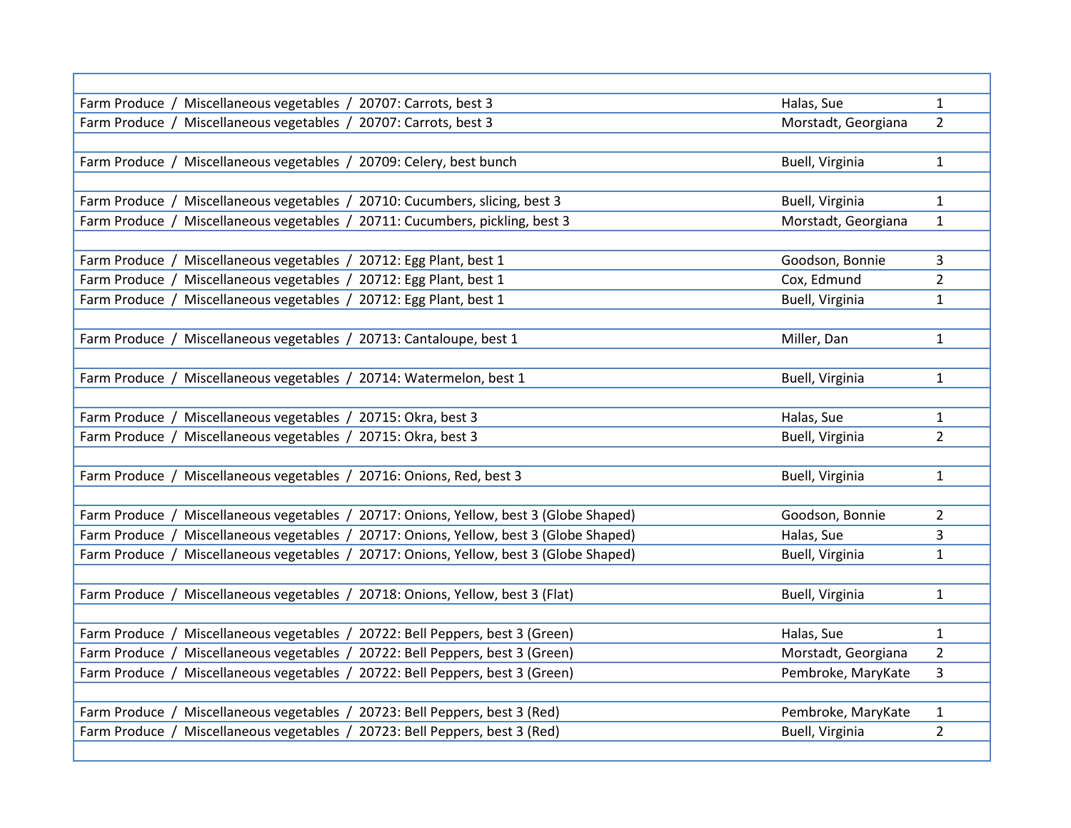| | | |
|---|---|---|
| Farm Produce / Miscellaneous vegetables / 20707: Carrots, best 3 | Halas, Sue | 1 |
| Farm Produce / Miscellaneous vegetables / 20707: Carrots, best 3 | Morstadt, Georgiana | 2 |
| | | |
| Farm Produce / Miscellaneous vegetables / 20709: Celery, best bunch | Buell, Virginia | 1 |
| | | |
| Farm Produce / Miscellaneous vegetables / 20710: Cucumbers, slicing, best 3 | Buell, Virginia | 1 |
| Farm Produce / Miscellaneous vegetables / 20711: Cucumbers, pickling, best 3 | Morstadt, Georgiana | 1 |
| | | |
| Farm Produce / Miscellaneous vegetables / 20712: Egg Plant, best 1 | Goodson, Bonnie | 3 |
| Farm Produce / Miscellaneous vegetables / 20712: Egg Plant, best 1 | Cox, Edmund | 2 |
| Farm Produce / Miscellaneous vegetables / 20712: Egg Plant, best 1 | Buell, Virginia | 1 |
| | | |
| Farm Produce / Miscellaneous vegetables / 20713: Cantaloupe, best 1 | Miller, Dan | 1 |
| | | |
| Farm Produce / Miscellaneous vegetables / 20714: Watermelon, best 1 | Buell, Virginia | 1 |
| | | |
| Farm Produce / Miscellaneous vegetables / 20715: Okra, best 3 | Halas, Sue | 1 |
| Farm Produce / Miscellaneous vegetables / 20715: Okra, best 3 | Buell, Virginia | 2 |
| | | |
| Farm Produce / Miscellaneous vegetables / 20716: Onions, Red, best 3 | Buell, Virginia | 1 |
| | | |
| Farm Produce / Miscellaneous vegetables / 20717: Onions, Yellow, best 3 (Globe Shaped) | Goodson, Bonnie | 2 |
| Farm Produce / Miscellaneous vegetables / 20717: Onions, Yellow, best 3 (Globe Shaped) | Halas, Sue | 3 |
| Farm Produce / Miscellaneous vegetables / 20717: Onions, Yellow, best 3 (Globe Shaped) | Buell, Virginia | 1 |
| | | |
| Farm Produce / Miscellaneous vegetables / 20718: Onions, Yellow, best 3 (Flat) | Buell, Virginia | 1 |
| | | |
| Farm Produce / Miscellaneous vegetables / 20722: Bell Peppers, best 3 (Green) | Halas, Sue | 1 |
| Farm Produce / Miscellaneous vegetables / 20722: Bell Peppers, best 3 (Green) | Morstadt, Georgiana | 2 |
| Farm Produce / Miscellaneous vegetables / 20722: Bell Peppers, best 3 (Green) | Pembroke, MaryKate | 3 |
| | | |
| Farm Produce / Miscellaneous vegetables / 20723: Bell Peppers, best 3 (Red) | Pembroke, MaryKate | 1 |
| Farm Produce / Miscellaneous vegetables / 20723: Bell Peppers, best 3 (Red) | Buell, Virginia | 2 |
| | | |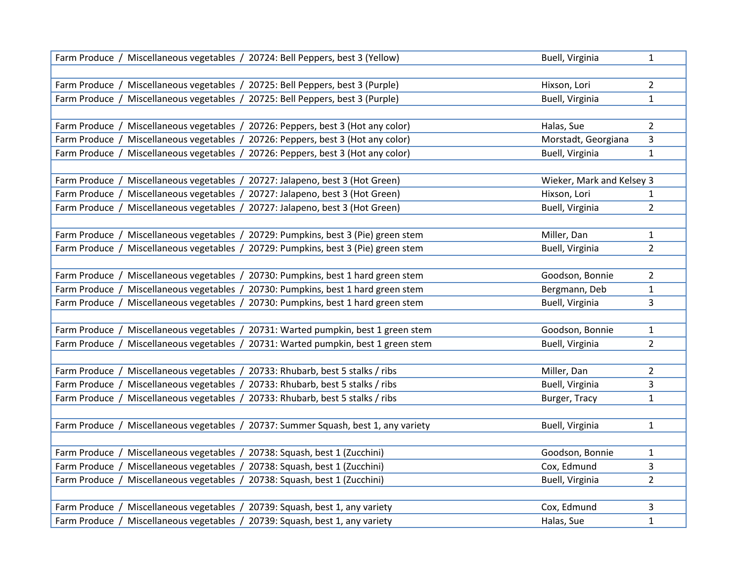| | | |
|---|---|---|
| Farm Produce / Miscellaneous vegetables / 20724: Bell Peppers, best 3 (Yellow) | Buell, Virginia | 1 |
| | | |
| Farm Produce / Miscellaneous vegetables / 20725: Bell Peppers, best 3 (Purple) | Hixson, Lori | 2 |
| Farm Produce / Miscellaneous vegetables / 20725: Bell Peppers, best 3 (Purple) | Buell, Virginia | 1 |
| | | |
| Farm Produce / Miscellaneous vegetables / 20726: Peppers, best 3 (Hot any color) | Halas, Sue | 2 |
| Farm Produce / Miscellaneous vegetables / 20726: Peppers, best 3 (Hot any color) | Morstadt, Georgiana | 3 |
| Farm Produce / Miscellaneous vegetables / 20726: Peppers, best 3 (Hot any color) | Buell, Virginia | 1 |
| | | |
| Farm Produce / Miscellaneous vegetables / 20727: Jalapeno, best 3 (Hot Green) | Wieker, Mark and Kelsey | 3 |
| Farm Produce / Miscellaneous vegetables / 20727: Jalapeno, best 3 (Hot Green) | Hixson, Lori | 1 |
| Farm Produce / Miscellaneous vegetables / 20727: Jalapeno, best 3 (Hot Green) | Buell, Virginia | 2 |
| | | |
| Farm Produce / Miscellaneous vegetables / 20729: Pumpkins, best 3 (Pie) green stem | Miller, Dan | 1 |
| Farm Produce / Miscellaneous vegetables / 20729: Pumpkins, best 3 (Pie) green stem | Buell, Virginia | 2 |
| | | |
| Farm Produce / Miscellaneous vegetables / 20730: Pumpkins, best 1 hard green stem | Goodson, Bonnie | 2 |
| Farm Produce / Miscellaneous vegetables / 20730: Pumpkins, best 1 hard green stem | Bergmann, Deb | 1 |
| Farm Produce / Miscellaneous vegetables / 20730: Pumpkins, best 1 hard green stem | Buell, Virginia | 3 |
| | | |
| Farm Produce / Miscellaneous vegetables / 20731: Warted pumpkin, best 1 green stem | Goodson, Bonnie | 1 |
| Farm Produce / Miscellaneous vegetables / 20731: Warted pumpkin, best 1 green stem | Buell, Virginia | 2 |
| | | |
| Farm Produce / Miscellaneous vegetables / 20733: Rhubarb, best 5 stalks / ribs | Miller, Dan | 2 |
| Farm Produce / Miscellaneous vegetables / 20733: Rhubarb, best 5 stalks / ribs | Buell, Virginia | 3 |
| Farm Produce / Miscellaneous vegetables / 20733: Rhubarb, best 5 stalks / ribs | Burger, Tracy | 1 |
| | | |
| Farm Produce / Miscellaneous vegetables / 20737: Summer Squash, best 1, any variety | Buell, Virginia | 1 |
| | | |
| Farm Produce / Miscellaneous vegetables / 20738: Squash, best 1 (Zucchini) | Goodson, Bonnie | 1 |
| Farm Produce / Miscellaneous vegetables / 20738: Squash, best 1 (Zucchini) | Cox, Edmund | 3 |
| Farm Produce / Miscellaneous vegetables / 20738: Squash, best 1 (Zucchini) | Buell, Virginia | 2 |
| | | |
| Farm Produce / Miscellaneous vegetables / 20739: Squash, best 1, any variety | Cox, Edmund | 3 |
| Farm Produce / Miscellaneous vegetables / 20739: Squash, best 1, any variety | Halas, Sue | 1 |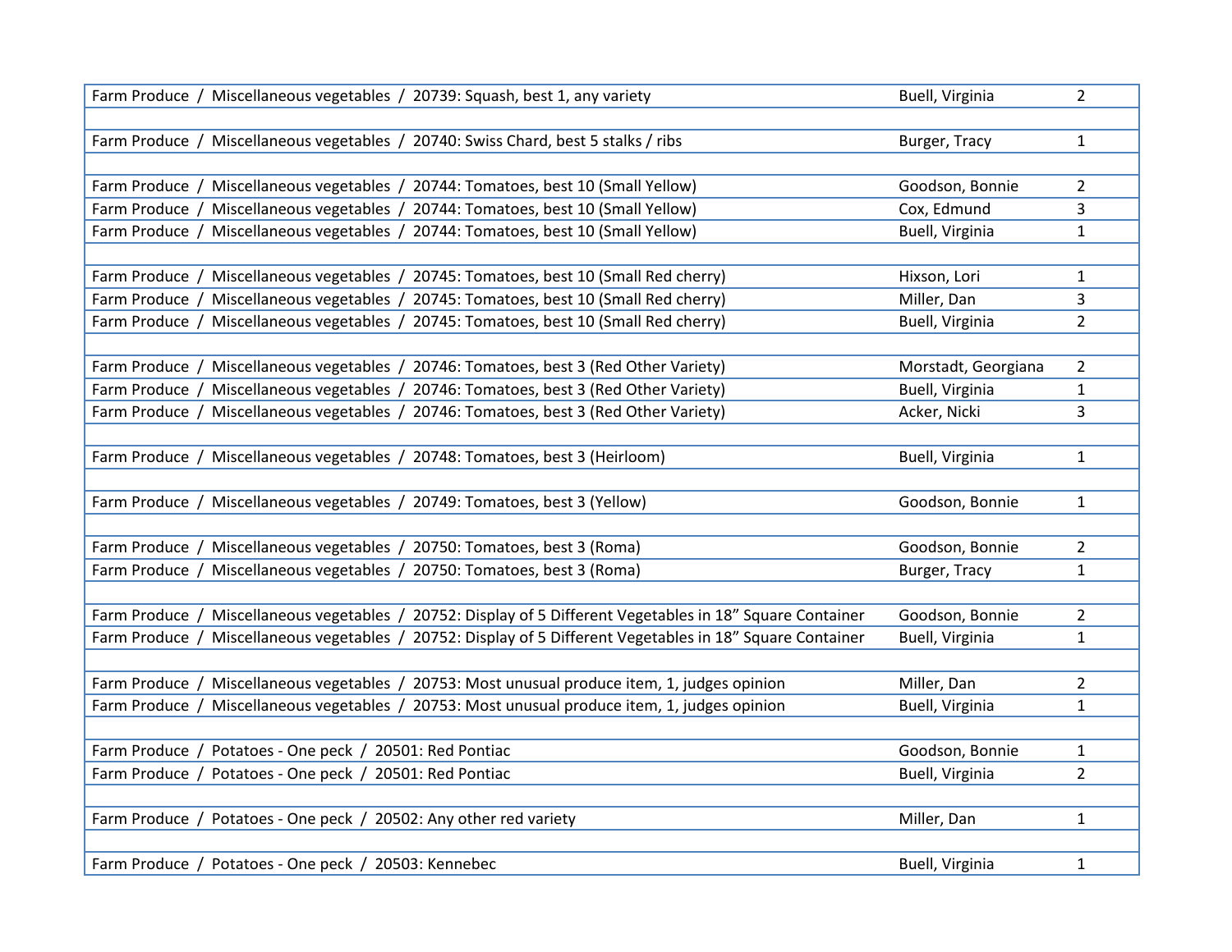| | | |
|---|---|---|
| Farm Produce / Miscellaneous vegetables / 20739: Squash, best 1, any variety | Buell, Virginia | 2 |
| | | |
| Farm Produce / Miscellaneous vegetables / 20740: Swiss Chard, best 5 stalks / ribs | Burger, Tracy | 1 |
| | | |
| Farm Produce / Miscellaneous vegetables / 20744: Tomatoes, best 10 (Small Yellow) | Goodson, Bonnie | 2 |
| Farm Produce / Miscellaneous vegetables / 20744: Tomatoes, best 10 (Small Yellow) | Cox, Edmund | 3 |
| Farm Produce / Miscellaneous vegetables / 20744: Tomatoes, best 10 (Small Yellow) | Buell, Virginia | 1 |
| | | |
| Farm Produce / Miscellaneous vegetables / 20745: Tomatoes, best 10 (Small Red cherry) | Hixson, Lori | 1 |
| Farm Produce / Miscellaneous vegetables / 20745: Tomatoes, best 10 (Small Red cherry) | Miller, Dan | 3 |
| Farm Produce / Miscellaneous vegetables / 20745: Tomatoes, best 10 (Small Red cherry) | Buell, Virginia | 2 |
| | | |
| Farm Produce / Miscellaneous vegetables / 20746: Tomatoes, best 3 (Red Other Variety) | Morstadt, Georgiana | 2 |
| Farm Produce / Miscellaneous vegetables / 20746: Tomatoes, best 3 (Red Other Variety) | Buell, Virginia | 1 |
| Farm Produce / Miscellaneous vegetables / 20746: Tomatoes, best 3 (Red Other Variety) | Acker, Nicki | 3 |
| | | |
| Farm Produce / Miscellaneous vegetables / 20748: Tomatoes, best 3 (Heirloom) | Buell, Virginia | 1 |
| | | |
| Farm Produce / Miscellaneous vegetables / 20749: Tomatoes, best 3 (Yellow) | Goodson, Bonnie | 1 |
| | | |
| Farm Produce / Miscellaneous vegetables / 20750: Tomatoes, best 3 (Roma) | Goodson, Bonnie | 2 |
| Farm Produce / Miscellaneous vegetables / 20750: Tomatoes, best 3 (Roma) | Burger, Tracy | 1 |
| | | |
| Farm Produce / Miscellaneous vegetables / 20752: Display of 5 Different Vegetables in 18" Square Container | Goodson, Bonnie | 2 |
| Farm Produce / Miscellaneous vegetables / 20752: Display of 5 Different Vegetables in 18" Square Container | Buell, Virginia | 1 |
| | | |
| Farm Produce / Miscellaneous vegetables / 20753: Most unusual produce item, 1, judges opinion | Miller, Dan | 2 |
| Farm Produce / Miscellaneous vegetables / 20753: Most unusual produce item, 1, judges opinion | Buell, Virginia | 1 |
| | | |
| Farm Produce / Potatoes - One peck / 20501: Red Pontiac | Goodson, Bonnie | 1 |
| Farm Produce / Potatoes - One peck / 20501: Red Pontiac | Buell, Virginia | 2 |
| | | |
| Farm Produce / Potatoes - One peck / 20502: Any other red variety | Miller, Dan | 1 |
| | | |
| Farm Produce / Potatoes - One peck / 20503: Kennebec | Buell, Virginia | 1 |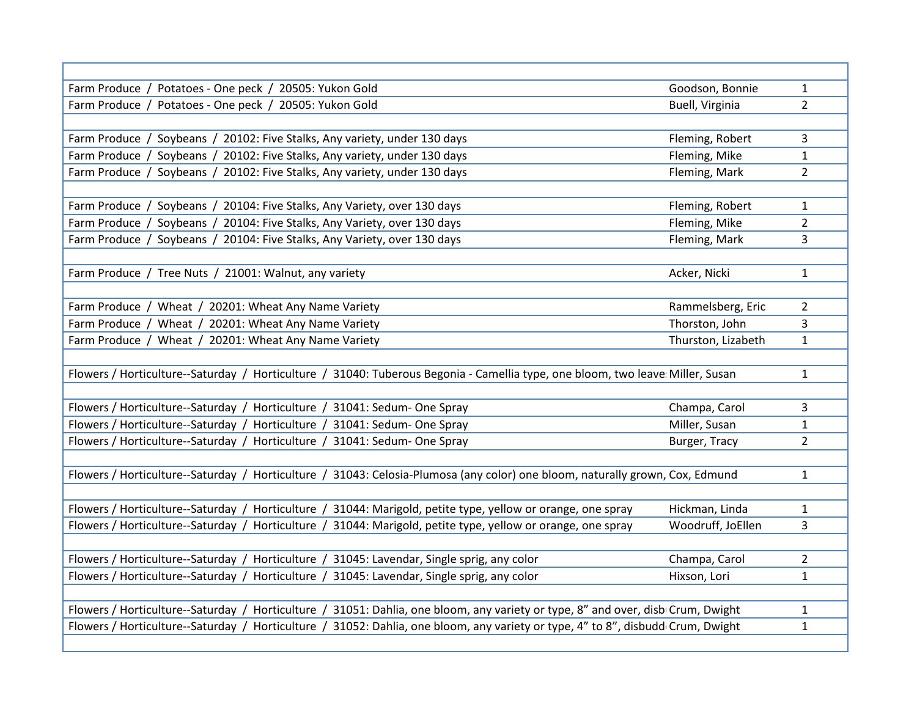| | | |
|---|---|---|
| Farm Produce / Potatoes - One peck / 20505: Yukon Gold | Goodson, Bonnie | 1 |
| Farm Produce / Potatoes - One peck / 20505: Yukon Gold | Buell, Virginia | 2 |
| | | |
| Farm Produce / Soybeans / 20102: Five Stalks, Any variety, under 130 days | Fleming, Robert | 3 |
| Farm Produce / Soybeans / 20102: Five Stalks, Any variety, under 130 days | Fleming, Mike | 1 |
| Farm Produce / Soybeans / 20102: Five Stalks, Any variety, under 130 days | Fleming, Mark | 2 |
| | | |
| Farm Produce / Soybeans / 20104: Five Stalks, Any Variety, over 130 days | Fleming, Robert | 1 |
| Farm Produce / Soybeans / 20104: Five Stalks, Any Variety, over 130 days | Fleming, Mike | 2 |
| Farm Produce / Soybeans / 20104: Five Stalks, Any Variety, over 130 days | Fleming, Mark | 3 |
| | | |
| Farm Produce / Tree Nuts / 21001: Walnut, any variety | Acker, Nicki | 1 |
| | | |
| Farm Produce / Wheat / 20201: Wheat Any Name Variety | Rammelsberg, Eric | 2 |
| Farm Produce / Wheat / 20201: Wheat Any Name Variety | Thorston, John | 3 |
| Farm Produce / Wheat / 20201: Wheat Any Name Variety | Thurston, Lizabeth | 1 |
| | | |
| Flowers / Horticulture--Saturday / Horticulture / 31040: Tuberous Begonia - Camellia type, one bloom, two leave | Miller, Susan | 1 |
| | | |
| Flowers / Horticulture--Saturday / Horticulture / 31041: Sedum- One Spray | Champa, Carol | 3 |
| Flowers / Horticulture--Saturday / Horticulture / 31041: Sedum- One Spray | Miller, Susan | 1 |
| Flowers / Horticulture--Saturday / Horticulture / 31041: Sedum- One Spray | Burger, Tracy | 2 |
| | | |
| Flowers / Horticulture--Saturday / Horticulture / 31043: Celosia-Plumosa (any color) one bloom, naturally grown, | Cox, Edmund | 1 |
| | | |
| Flowers / Horticulture--Saturday / Horticulture / 31044: Marigold, petite type, yellow or orange, one spray | Hickman, Linda | 1 |
| Flowers / Horticulture--Saturday / Horticulture / 31044: Marigold, petite type, yellow or orange, one spray | Woodruff, JoEllen | 3 |
| | | |
| Flowers / Horticulture--Saturday / Horticulture / 31045: Lavendar, Single sprig, any color | Champa, Carol | 2 |
| Flowers / Horticulture--Saturday / Horticulture / 31045: Lavendar, Single sprig, any color | Hixson, Lori | 1 |
| | | |
| Flowers / Horticulture--Saturday / Horticulture / 31051: Dahlia, one bloom, any variety or type, 8” and over, disb | Crum, Dwight | 1 |
| Flowers / Horticulture--Saturday / Horticulture / 31052: Dahlia, one bloom, any variety or type, 4” to 8”, disbudd | Crum, Dwight | 1 |
| | | |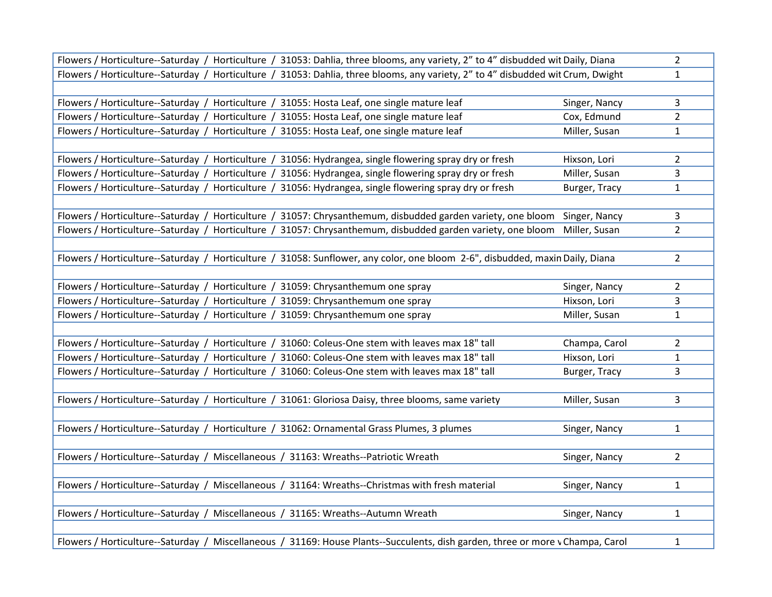| | | |
|---|---|---|
| Flowers / Horticulture--Saturday / Horticulture / 31053: Dahlia, three blooms, any variety, 2" to 4" disbudded wit | Daily, Diana | 2 |
| Flowers / Horticulture--Saturday / Horticulture / 31053: Dahlia, three blooms, any variety, 2" to 4" disbudded wit | Crum, Dwight | 1 |
| | | |
| Flowers / Horticulture--Saturday / Horticulture / 31055: Hosta Leaf, one single mature leaf | Singer, Nancy | 3 |
| Flowers / Horticulture--Saturday / Horticulture / 31055: Hosta Leaf, one single mature leaf | Cox, Edmund | 2 |
| Flowers / Horticulture--Saturday / Horticulture / 31055: Hosta Leaf, one single mature leaf | Miller, Susan | 1 |
| | | |
| Flowers / Horticulture--Saturday / Horticulture / 31056: Hydrangea, single flowering spray dry or fresh | Hixson, Lori | 2 |
| Flowers / Horticulture--Saturday / Horticulture / 31056: Hydrangea, single flowering spray dry or fresh | Miller, Susan | 3 |
| Flowers / Horticulture--Saturday / Horticulture / 31056: Hydrangea, single flowering spray dry or fresh | Burger, Tracy | 1 |
| | | |
| Flowers / Horticulture--Saturday / Horticulture / 31057: Chrysanthemum, disbudded garden variety, one bloom | Singer, Nancy | 3 |
| Flowers / Horticulture--Saturday / Horticulture / 31057: Chrysanthemum, disbudded garden variety, one bloom | Miller, Susan | 2 |
| | | |
| Flowers / Horticulture--Saturday / Horticulture / 31058: Sunflower, any color, one bloom 2-6", disbudded, maxin | Daily, Diana | 2 |
| | | |
| Flowers / Horticulture--Saturday / Horticulture / 31059: Chrysanthemum one spray | Singer, Nancy | 2 |
| Flowers / Horticulture--Saturday / Horticulture / 31059: Chrysanthemum one spray | Hixson, Lori | 3 |
| Flowers / Horticulture--Saturday / Horticulture / 31059: Chrysanthemum one spray | Miller, Susan | 1 |
| | | |
| Flowers / Horticulture--Saturday / Horticulture / 31060: Coleus-One stem with leaves max 18" tall | Champa, Carol | 2 |
| Flowers / Horticulture--Saturday / Horticulture / 31060: Coleus-One stem with leaves max 18" tall | Hixson, Lori | 1 |
| Flowers / Horticulture--Saturday / Horticulture / 31060: Coleus-One stem with leaves max 18" tall | Burger, Tracy | 3 |
| | | |
| Flowers / Horticulture--Saturday / Horticulture / 31061: Gloriosa Daisy, three blooms, same variety | Miller, Susan | 3 |
| | | |
| Flowers / Horticulture--Saturday / Horticulture / 31062: Ornamental Grass Plumes, 3 plumes | Singer, Nancy | 1 |
| | | |
| Flowers / Horticulture--Saturday / Miscellaneous / 31163: Wreaths--Patriotic Wreath | Singer, Nancy | 2 |
| | | |
| Flowers / Horticulture--Saturday / Miscellaneous / 31164: Wreaths--Christmas with fresh material | Singer, Nancy | 1 |
| | | |
| Flowers / Horticulture--Saturday / Miscellaneous / 31165: Wreaths--Autumn Wreath | Singer, Nancy | 1 |
| | | |
| Flowers / Horticulture--Saturday / Miscellaneous / 31169: House Plants--Succulents, dish garden, three or more v | Champa, Carol | 1 |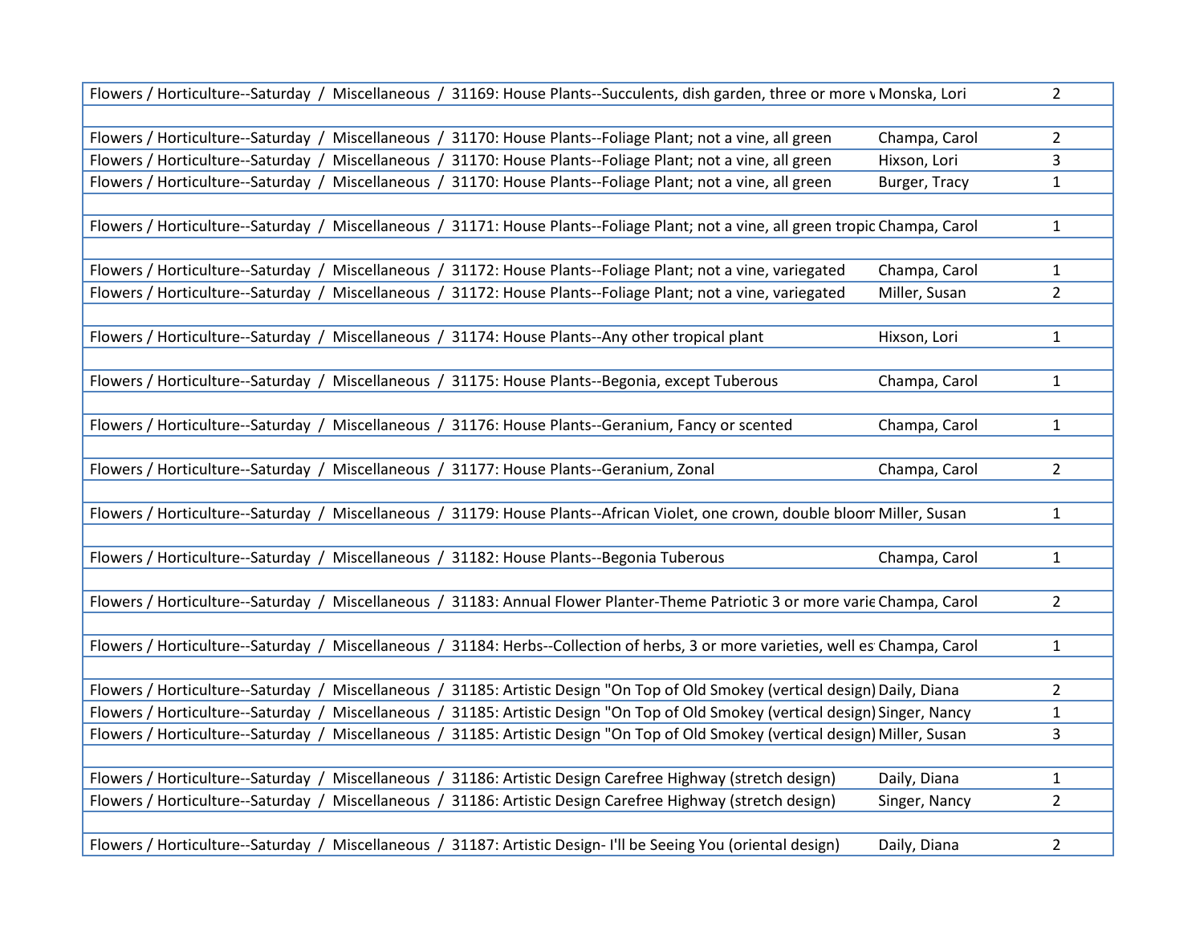| | | |
|---|---|---|
| Flowers / Horticulture--Saturday / Miscellaneous / 31169: House Plants--Succulents, dish garden, three or more v | Monska, Lori | 2 |
| | | |
| Flowers / Horticulture--Saturday / Miscellaneous / 31170: House Plants--Foliage Plant; not a vine, all green | Champa, Carol | 2 |
| Flowers / Horticulture--Saturday / Miscellaneous / 31170: House Plants--Foliage Plant; not a vine, all green | Hixson, Lori | 3 |
| Flowers / Horticulture--Saturday / Miscellaneous / 31170: House Plants--Foliage Plant; not a vine, all green | Burger, Tracy | 1 |
| | | |
| Flowers / Horticulture--Saturday / Miscellaneous / 31171: House Plants--Foliage Plant; not a vine, all green tropic | Champa, Carol | 1 |
| | | |
| Flowers / Horticulture--Saturday / Miscellaneous / 31172: House Plants--Foliage Plant; not a vine, variegated | Champa, Carol | 1 |
| Flowers / Horticulture--Saturday / Miscellaneous / 31172: House Plants--Foliage Plant; not a vine, variegated | Miller, Susan | 2 |
| | | |
| Flowers / Horticulture--Saturday / Miscellaneous / 31174: House Plants--Any other tropical plant | Hixson, Lori | 1 |
| | | |
| Flowers / Horticulture--Saturday / Miscellaneous / 31175: House Plants--Begonia, except Tuberous | Champa, Carol | 1 |
| | | |
| Flowers / Horticulture--Saturday / Miscellaneous / 31176: House Plants--Geranium, Fancy or scented | Champa, Carol | 1 |
| | | |
| Flowers / Horticulture--Saturday / Miscellaneous / 31177: House Plants--Geranium, Zonal | Champa, Carol | 2 |
| | | |
| Flowers / Horticulture--Saturday / Miscellaneous / 31179: House Plants--African Violet, one crown, double bloom | Miller, Susan | 1 |
| | | |
| Flowers / Horticulture--Saturday / Miscellaneous / 31182: House Plants--Begonia Tuberous | Champa, Carol | 1 |
| | | |
| Flowers / Horticulture--Saturday / Miscellaneous / 31183: Annual Flower Planter-Theme Patriotic 3 or more varie | Champa, Carol | 2 |
| | | |
| Flowers / Horticulture--Saturday / Miscellaneous / 31184: Herbs--Collection of herbs, 3 or more varieties, well es | Champa, Carol | 1 |
| | | |
| Flowers / Horticulture--Saturday / Miscellaneous / 31185: Artistic Design "On Top of Old Smokey (vertical design) | Daily, Diana | 2 |
| Flowers / Horticulture--Saturday / Miscellaneous / 31185: Artistic Design "On Top of Old Smokey (vertical design) | Singer, Nancy | 1 |
| Flowers / Horticulture--Saturday / Miscellaneous / 31185: Artistic Design "On Top of Old Smokey (vertical design) | Miller, Susan | 3 |
| | | |
| Flowers / Horticulture--Saturday / Miscellaneous / 31186: Artistic Design Carefree Highway (stretch design) | Daily, Diana | 1 |
| Flowers / Horticulture--Saturday / Miscellaneous / 31186: Artistic Design Carefree Highway (stretch design) | Singer, Nancy | 2 |
| | | |
| Flowers / Horticulture--Saturday / Miscellaneous / 31187: Artistic Design- I'll be Seeing You (oriental design) | Daily, Diana | 2 |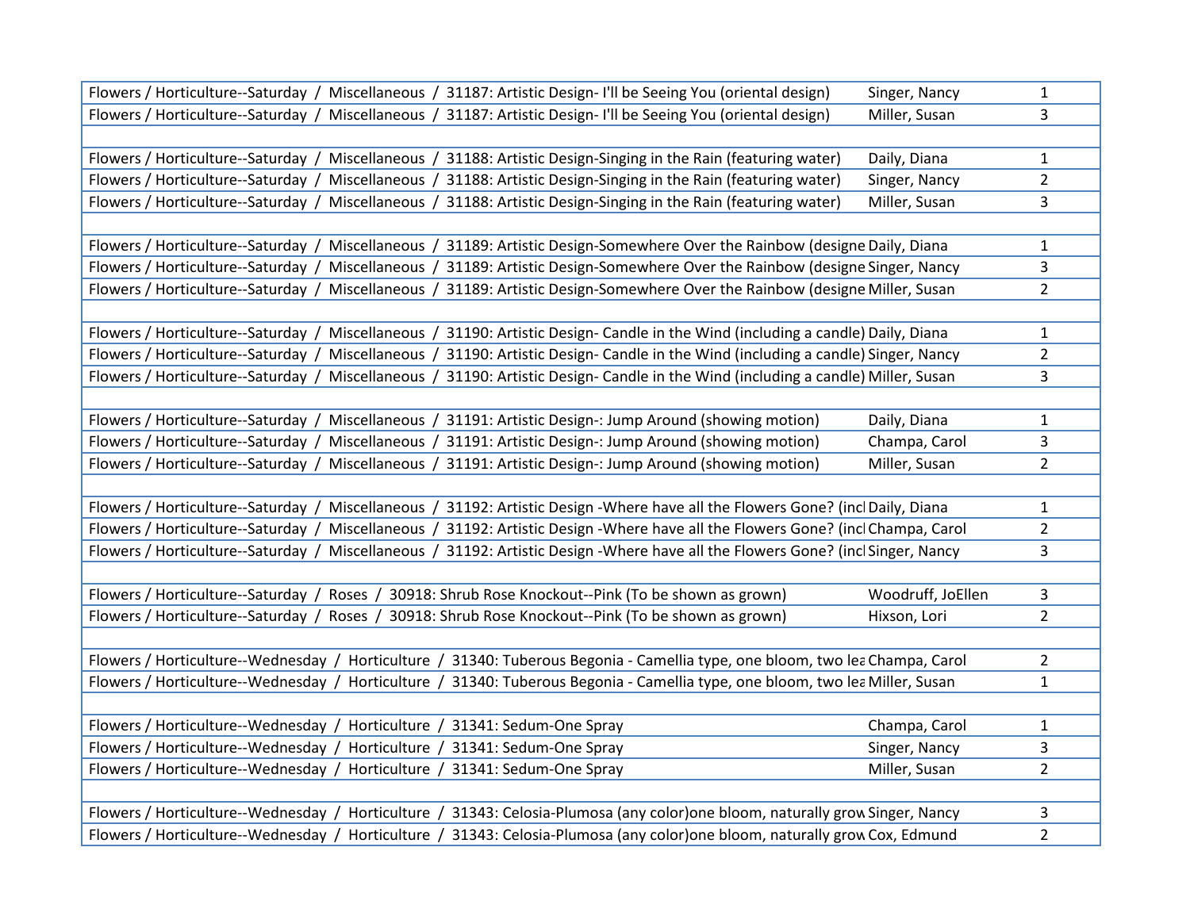| | | |
|---|---|---|
| Flowers / Horticulture--Saturday / Miscellaneous / 31187: Artistic Design- I'll be Seeing You (oriental design) | Singer, Nancy | 1 |
| Flowers / Horticulture--Saturday / Miscellaneous / 31187: Artistic Design- I'll be Seeing You (oriental design) | Miller, Susan | 3 |
| | | |
| Flowers / Horticulture--Saturday / Miscellaneous / 31188: Artistic Design-Singing in the Rain (featuring water) | Daily, Diana | 1 |
| Flowers / Horticulture--Saturday / Miscellaneous / 31188: Artistic Design-Singing in the Rain (featuring water) | Singer, Nancy | 2 |
| Flowers / Horticulture--Saturday / Miscellaneous / 31188: Artistic Design-Singing in the Rain (featuring water) | Miller, Susan | 3 |
| | | |
| Flowers / Horticulture--Saturday / Miscellaneous / 31189: Artistic Design-Somewhere Over the Rainbow (designe | Daily, Diana | 1 |
| Flowers / Horticulture--Saturday / Miscellaneous / 31189: Artistic Design-Somewhere Over the Rainbow (designe | Singer, Nancy | 3 |
| Flowers / Horticulture--Saturday / Miscellaneous / 31189: Artistic Design-Somewhere Over the Rainbow (designe | Miller, Susan | 2 |
| | | |
| Flowers / Horticulture--Saturday / Miscellaneous / 31190: Artistic Design- Candle in the Wind (including a candle) | Daily, Diana | 1 |
| Flowers / Horticulture--Saturday / Miscellaneous / 31190: Artistic Design- Candle in the Wind (including a candle) | Singer, Nancy | 2 |
| Flowers / Horticulture--Saturday / Miscellaneous / 31190: Artistic Design- Candle in the Wind (including a candle) | Miller, Susan | 3 |
| | | |
| Flowers / Horticulture--Saturday / Miscellaneous / 31191: Artistic Design-: Jump Around (showing motion) | Daily, Diana | 1 |
| Flowers / Horticulture--Saturday / Miscellaneous / 31191: Artistic Design-: Jump Around (showing motion) | Champa, Carol | 3 |
| Flowers / Horticulture--Saturday / Miscellaneous / 31191: Artistic Design-: Jump Around (showing motion) | Miller, Susan | 2 |
| | | |
| Flowers / Horticulture--Saturday / Miscellaneous / 31192: Artistic Design -Where have all the Flowers Gone? (incl | Daily, Diana | 1 |
| Flowers / Horticulture--Saturday / Miscellaneous / 31192: Artistic Design -Where have all the Flowers Gone? (incl | Champa, Carol | 2 |
| Flowers / Horticulture--Saturday / Miscellaneous / 31192: Artistic Design -Where have all the Flowers Gone? (incl | Singer, Nancy | 3 |
| | | |
| Flowers / Horticulture--Saturday / Roses / 30918: Shrub Rose Knockout--Pink (To be shown as grown) | Woodruff, JoEllen | 3 |
| Flowers / Horticulture--Saturday / Roses / 30918: Shrub Rose Knockout--Pink (To be shown as grown) | Hixson, Lori | 2 |
| | | |
| Flowers / Horticulture--Wednesday / Horticulture / 31340: Tuberous Begonia - Camellia type, one bloom, two lea | Champa, Carol | 2 |
| Flowers / Horticulture--Wednesday / Horticulture / 31340: Tuberous Begonia - Camellia type, one bloom, two lea | Miller, Susan | 1 |
| | | |
| Flowers / Horticulture--Wednesday / Horticulture / 31341: Sedum-One Spray | Champa, Carol | 1 |
| Flowers / Horticulture--Wednesday / Horticulture / 31341: Sedum-One Spray | Singer, Nancy | 3 |
| Flowers / Horticulture--Wednesday / Horticulture / 31341: Sedum-One Spray | Miller, Susan | 2 |
| | | |
| Flowers / Horticulture--Wednesday / Horticulture / 31343: Celosia-Plumosa (any color)one bloom, naturally grow | Singer, Nancy | 3 |
| Flowers / Horticulture--Wednesday / Horticulture / 31343: Celosia-Plumosa (any color)one bloom, naturally grow | Cox, Edmund | 2 |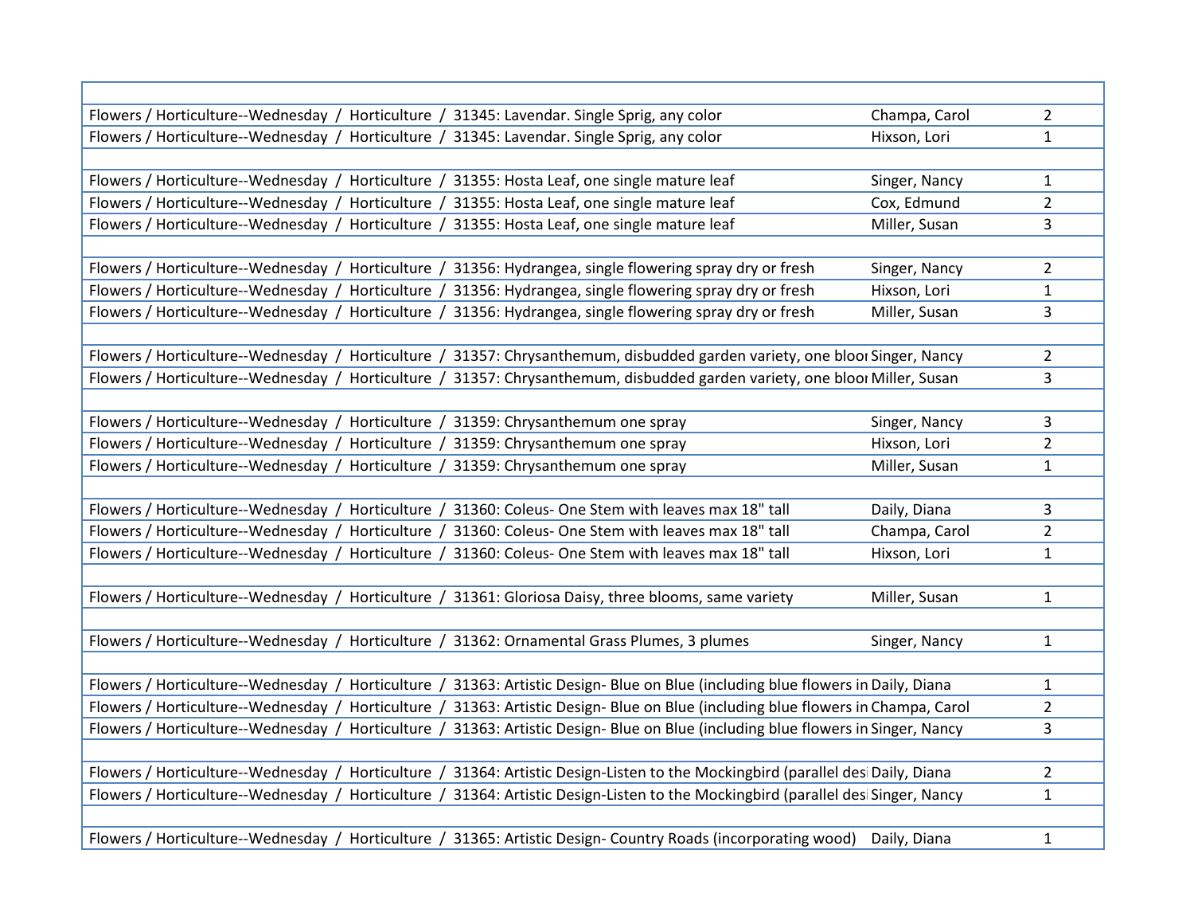| | | |
|---|---|---|
| Flowers / Horticulture--Wednesday / Horticulture / 31345: Lavendar. Single Sprig, any color | Champa, Carol | 2 |
| Flowers / Horticulture--Wednesday / Horticulture / 31345: Lavendar. Single Sprig, any color | Hixson, Lori | 1 |
| | | |
| Flowers / Horticulture--Wednesday / Horticulture / 31355: Hosta Leaf, one single mature leaf | Singer, Nancy | 1 |
| Flowers / Horticulture--Wednesday / Horticulture / 31355: Hosta Leaf, one single mature leaf | Cox, Edmund | 2 |
| Flowers / Horticulture--Wednesday / Horticulture / 31355: Hosta Leaf, one single mature leaf | Miller, Susan | 3 |
| | | |
| Flowers / Horticulture--Wednesday / Horticulture / 31356: Hydrangea, single flowering spray dry or fresh | Singer, Nancy | 2 |
| Flowers / Horticulture--Wednesday / Horticulture / 31356: Hydrangea, single flowering spray dry or fresh | Hixson, Lori | 1 |
| Flowers / Horticulture--Wednesday / Horticulture / 31356: Hydrangea, single flowering spray dry or fresh | Miller, Susan | 3 |
| | | |
| Flowers / Horticulture--Wednesday / Horticulture / 31357: Chrysanthemum, disbudded garden variety, one bloom | Singer, Nancy | 2 |
| Flowers / Horticulture--Wednesday / Horticulture / 31357: Chrysanthemum, disbudded garden variety, one bloom | Miller, Susan | 3 |
| | | |
| Flowers / Horticulture--Wednesday / Horticulture / 31359: Chrysanthemum one spray | Singer, Nancy | 3 |
| Flowers / Horticulture--Wednesday / Horticulture / 31359: Chrysanthemum one spray | Hixson, Lori | 2 |
| Flowers / Horticulture--Wednesday / Horticulture / 31359: Chrysanthemum one spray | Miller, Susan | 1 |
| | | |
| Flowers / Horticulture--Wednesday / Horticulture / 31360: Coleus- One Stem with leaves max 18" tall | Daily, Diana | 3 |
| Flowers / Horticulture--Wednesday / Horticulture / 31360: Coleus- One Stem with leaves max 18" tall | Champa, Carol | 2 |
| Flowers / Horticulture--Wednesday / Horticulture / 31360: Coleus- One Stem with leaves max 18" tall | Hixson, Lori | 1 |
| | | |
| Flowers / Horticulture--Wednesday / Horticulture / 31361: Gloriosa Daisy, three blooms, same variety | Miller, Susan | 1 |
| | | |
| Flowers / Horticulture--Wednesday / Horticulture / 31362: Ornamental Grass Plumes, 3 plumes | Singer, Nancy | 1 |
| | | |
| Flowers / Horticulture--Wednesday / Horticulture / 31363: Artistic Design- Blue on Blue (including blue flowers in | Daily, Diana | 1 |
| Flowers / Horticulture--Wednesday / Horticulture / 31363: Artistic Design- Blue on Blue (including blue flowers in | Champa, Carol | 2 |
| Flowers / Horticulture--Wednesday / Horticulture / 31363: Artistic Design- Blue on Blue (including blue flowers in | Singer, Nancy | 3 |
| | | |
| Flowers / Horticulture--Wednesday / Horticulture / 31364: Artistic Design-Listen to the Mockingbird (parallel desi | Daily, Diana | 2 |
| Flowers / Horticulture--Wednesday / Horticulture / 31364: Artistic Design-Listen to the Mockingbird (parallel desi | Singer, Nancy | 1 |
| | | |
| Flowers / Horticulture--Wednesday / Horticulture / 31365: Artistic Design- Country Roads (incorporating wood) | Daily, Diana | 1 |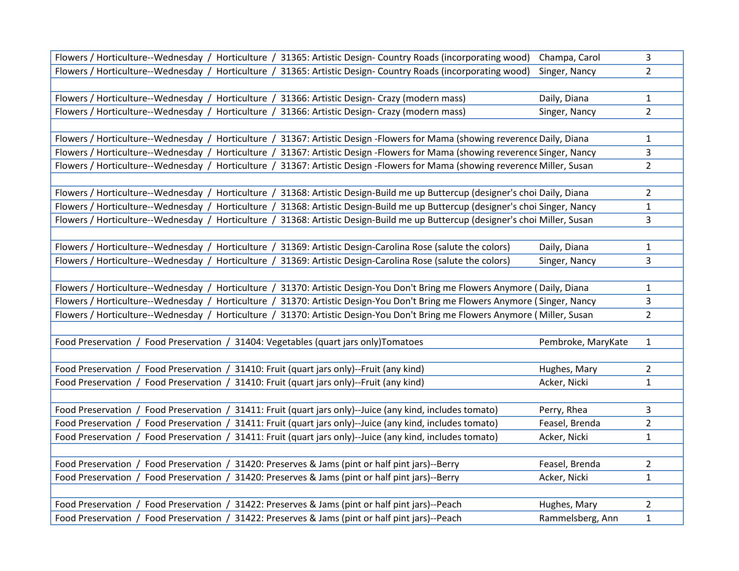| | | |
|---|---|---|
| Flowers / Horticulture--Wednesday / Horticulture / 31365: Artistic Design- Country Roads (incorporating wood) | Champa, Carol | 3 |
| Flowers / Horticulture--Wednesday / Horticulture / 31365: Artistic Design- Country Roads (incorporating wood) | Singer, Nancy | 2 |
| | | |
| Flowers / Horticulture--Wednesday / Horticulture / 31366: Artistic Design- Crazy (modern mass) | Daily, Diana | 1 |
| Flowers / Horticulture--Wednesday / Horticulture / 31366: Artistic Design- Crazy (modern mass) | Singer, Nancy | 2 |
| | | |
| Flowers / Horticulture--Wednesday / Horticulture / 31367: Artistic Design -Flowers for Mama (showing reverence | Daily, Diana | 1 |
| Flowers / Horticulture--Wednesday / Horticulture / 31367: Artistic Design -Flowers for Mama (showing reverence | Singer, Nancy | 3 |
| Flowers / Horticulture--Wednesday / Horticulture / 31367: Artistic Design -Flowers for Mama (showing reverence | Miller, Susan | 2 |
| | | |
| Flowers / Horticulture--Wednesday / Horticulture / 31368: Artistic Design-Build me up Buttercup (designer's choi | Daily, Diana | 2 |
| Flowers / Horticulture--Wednesday / Horticulture / 31368: Artistic Design-Build me up Buttercup (designer's choi | Singer, Nancy | 1 |
| Flowers / Horticulture--Wednesday / Horticulture / 31368: Artistic Design-Build me up Buttercup (designer's choi | Miller, Susan | 3 |
| | | |
| Flowers / Horticulture--Wednesday / Horticulture / 31369: Artistic Design-Carolina Rose (salute the colors) | Daily, Diana | 1 |
| Flowers / Horticulture--Wednesday / Horticulture / 31369: Artistic Design-Carolina Rose (salute the colors) | Singer, Nancy | 3 |
| | | |
| Flowers / Horticulture--Wednesday / Horticulture / 31370: Artistic Design-You Don't Bring me Flowers Anymore ( | Daily, Diana | 1 |
| Flowers / Horticulture--Wednesday / Horticulture / 31370: Artistic Design-You Don't Bring me Flowers Anymore ( | Singer, Nancy | 3 |
| Flowers / Horticulture--Wednesday / Horticulture / 31370: Artistic Design-You Don't Bring me Flowers Anymore ( | Miller, Susan | 2 |
| | | |
| Food Preservation / Food Preservation / 31404: Vegetables (quart jars only)Tomatoes | Pembroke, MaryKate | 1 |
| | | |
| Food Preservation / Food Preservation / 31410: Fruit (quart jars only)--Fruit (any kind) | Hughes, Mary | 2 |
| Food Preservation / Food Preservation / 31410: Fruit (quart jars only)--Fruit (any kind) | Acker, Nicki | 1 |
| | | |
| Food Preservation / Food Preservation / 31411: Fruit (quart jars only)--Juice (any kind, includes tomato) | Perry, Rhea | 3 |
| Food Preservation / Food Preservation / 31411: Fruit (quart jars only)--Juice (any kind, includes tomato) | Feasel, Brenda | 2 |
| Food Preservation / Food Preservation / 31411: Fruit (quart jars only)--Juice (any kind, includes tomato) | Acker, Nicki | 1 |
| | | |
| Food Preservation / Food Preservation / 31420: Preserves & Jams (pint or half pint jars)--Berry | Feasel, Brenda | 2 |
| Food Preservation / Food Preservation / 31420: Preserves & Jams (pint or half pint jars)--Berry | Acker, Nicki | 1 |
| | | |
| Food Preservation / Food Preservation / 31422: Preserves & Jams (pint or half pint jars)--Peach | Hughes, Mary | 2 |
| Food Preservation / Food Preservation / 31422: Preserves & Jams (pint or half pint jars)--Peach | Rammelsberg, Ann | 1 |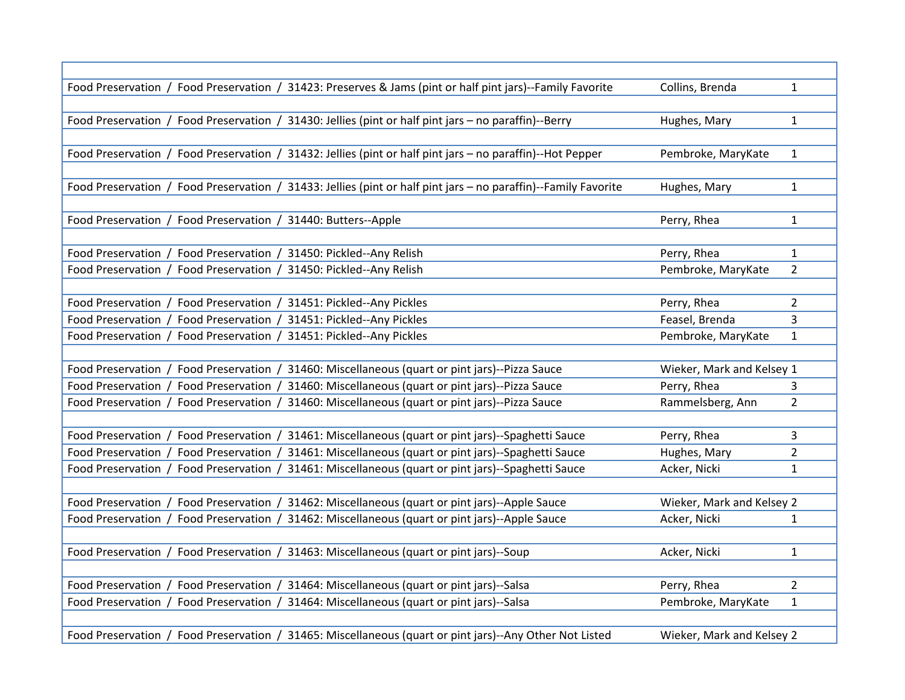| | | |
|---|---|---|
| Food Preservation / Food Preservation / 31423: Preserves & Jams (pint or half pint jars)--Family Favorite | Collins, Brenda | 1 |
| | | |
| Food Preservation / Food Preservation / 31430: Jellies (pint or half pint jars – no paraffin)--Berry | Hughes, Mary | 1 |
| | | |
| Food Preservation / Food Preservation / 31432: Jellies (pint or half pint jars – no paraffin)--Hot Pepper | Pembroke, MaryKate | 1 |
| | | |
| Food Preservation / Food Preservation / 31433: Jellies (pint or half pint jars – no paraffin)--Family Favorite | Hughes, Mary | 1 |
| | | |
| Food Preservation / Food Preservation / 31440: Butters--Apple | Perry, Rhea | 1 |
| | | |
| Food Preservation / Food Preservation / 31450: Pickled--Any Relish | Perry, Rhea | 1 |
| Food Preservation / Food Preservation / 31450: Pickled--Any Relish | Pembroke, MaryKate | 2 |
| | | |
| Food Preservation / Food Preservation / 31451: Pickled--Any Pickles | Perry, Rhea | 2 |
| Food Preservation / Food Preservation / 31451: Pickled--Any Pickles | Feasel, Brenda | 3 |
| Food Preservation / Food Preservation / 31451: Pickled--Any Pickles | Pembroke, MaryKate | 1 |
| | | |
| Food Preservation / Food Preservation / 31460: Miscellaneous (quart or pint jars)--Pizza Sauce | Wieker, Mark and Kelsey | 1 |
| Food Preservation / Food Preservation / 31460: Miscellaneous (quart or pint jars)--Pizza Sauce | Perry, Rhea | 3 |
| Food Preservation / Food Preservation / 31460: Miscellaneous (quart or pint jars)--Pizza Sauce | Rammelsberg, Ann | 2 |
| | | |
| Food Preservation / Food Preservation / 31461: Miscellaneous (quart or pint jars)--Spaghetti Sauce | Perry, Rhea | 3 |
| Food Preservation / Food Preservation / 31461: Miscellaneous (quart or pint jars)--Spaghetti Sauce | Hughes, Mary | 2 |
| Food Preservation / Food Preservation / 31461: Miscellaneous (quart or pint jars)--Spaghetti Sauce | Acker, Nicki | 1 |
| | | |
| Food Preservation / Food Preservation / 31462: Miscellaneous (quart or pint jars)--Apple Sauce | Wieker, Mark and Kelsey | 2 |
| Food Preservation / Food Preservation / 31462: Miscellaneous (quart or pint jars)--Apple Sauce | Acker, Nicki | 1 |
| | | |
| Food Preservation / Food Preservation / 31463: Miscellaneous (quart or pint jars)--Soup | Acker, Nicki | 1 |
| | | |
| Food Preservation / Food Preservation / 31464: Miscellaneous (quart or pint jars)--Salsa | Perry, Rhea | 2 |
| Food Preservation / Food Preservation / 31464: Miscellaneous (quart or pint jars)--Salsa | Pembroke, MaryKate | 1 |
| | | |
| Food Preservation / Food Preservation / 31465: Miscellaneous (quart or pint jars)--Any Other Not Listed | Wieker, Mark and Kelsey | 2 |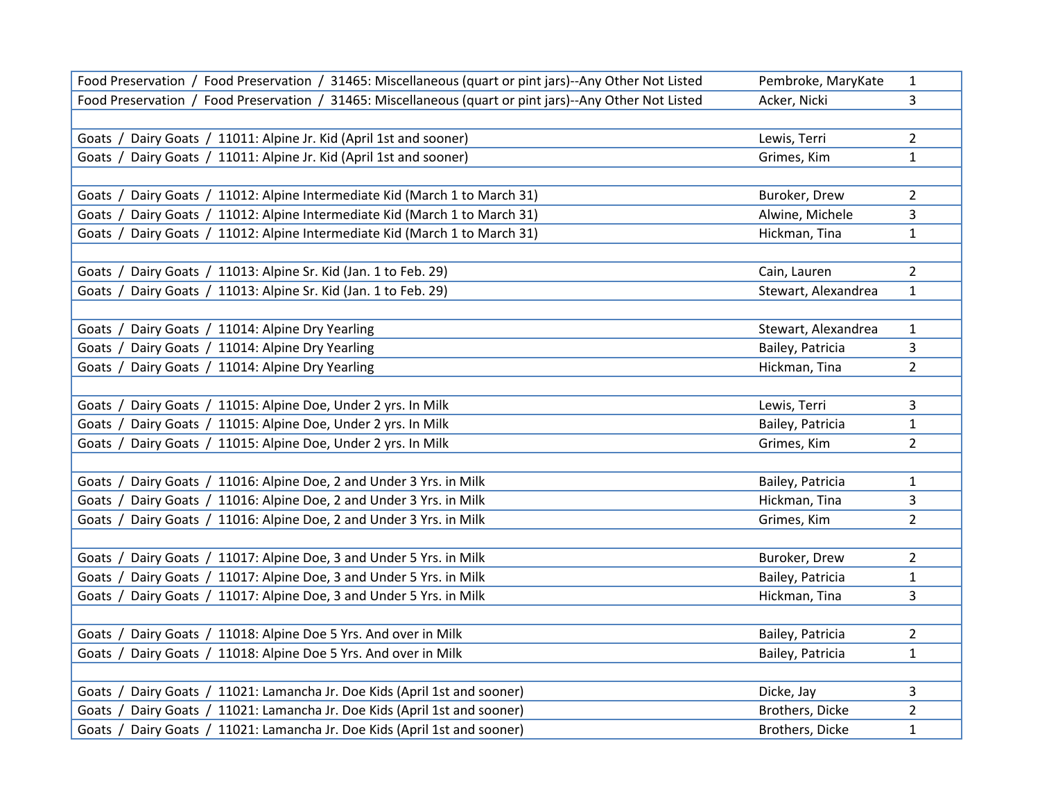| | | |
|---|---|---|
| Food Preservation / Food Preservation / 31465: Miscellaneous (quart or pint jars)--Any Other Not Listed | Pembroke, MaryKate | 1 |
| Food Preservation / Food Preservation / 31465: Miscellaneous (quart or pint jars)--Any Other Not Listed | Acker, Nicki | 3 |
| | | |
| Goats / Dairy Goats / 11011: Alpine Jr. Kid (April 1st and sooner) | Lewis, Terri | 2 |
| Goats / Dairy Goats / 11011: Alpine Jr. Kid (April 1st and sooner) | Grimes, Kim | 1 |
| | | |
| Goats / Dairy Goats / 11012: Alpine Intermediate Kid (March 1 to March 31) | Buroker, Drew | 2 |
| Goats / Dairy Goats / 11012: Alpine Intermediate Kid (March 1 to March 31) | Alwine, Michele | 3 |
| Goats / Dairy Goats / 11012: Alpine Intermediate Kid (March 1 to March 31) | Hickman, Tina | 1 |
| | | |
| Goats / Dairy Goats / 11013: Alpine Sr. Kid (Jan. 1 to Feb. 29) | Cain, Lauren | 2 |
| Goats / Dairy Goats / 11013: Alpine Sr. Kid (Jan. 1 to Feb. 29) | Stewart, Alexandrea | 1 |
| | | |
| Goats / Dairy Goats / 11014: Alpine Dry Yearling | Stewart, Alexandrea | 1 |
| Goats / Dairy Goats / 11014: Alpine Dry Yearling | Bailey, Patricia | 3 |
| Goats / Dairy Goats / 11014: Alpine Dry Yearling | Hickman, Tina | 2 |
| | | |
| Goats / Dairy Goats / 11015: Alpine Doe, Under 2 yrs. In Milk | Lewis, Terri | 3 |
| Goats / Dairy Goats / 11015: Alpine Doe, Under 2 yrs. In Milk | Bailey, Patricia | 1 |
| Goats / Dairy Goats / 11015: Alpine Doe, Under 2 yrs. In Milk | Grimes, Kim | 2 |
| | | |
| Goats / Dairy Goats / 11016: Alpine Doe, 2 and Under 3 Yrs. in Milk | Bailey, Patricia | 1 |
| Goats / Dairy Goats / 11016: Alpine Doe, 2 and Under 3 Yrs. in Milk | Hickman, Tina | 3 |
| Goats / Dairy Goats / 11016: Alpine Doe, 2 and Under 3 Yrs. in Milk | Grimes, Kim | 2 |
| | | |
| Goats / Dairy Goats / 11017: Alpine Doe, 3 and Under 5 Yrs. in Milk | Buroker, Drew | 2 |
| Goats / Dairy Goats / 11017: Alpine Doe, 3 and Under 5 Yrs. in Milk | Bailey, Patricia | 1 |
| Goats / Dairy Goats / 11017: Alpine Doe, 3 and Under 5 Yrs. in Milk | Hickman, Tina | 3 |
| | | |
| Goats / Dairy Goats / 11018: Alpine Doe 5 Yrs. And over in Milk | Bailey, Patricia | 2 |
| Goats / Dairy Goats / 11018: Alpine Doe 5 Yrs. And over in Milk | Bailey, Patricia | 1 |
| | | |
| Goats / Dairy Goats / 11021: Lamancha Jr. Doe Kids (April 1st and sooner) | Dicke, Jay | 3 |
| Goats / Dairy Goats / 11021: Lamancha Jr. Doe Kids (April 1st and sooner) | Brothers, Dicke | 2 |
| Goats / Dairy Goats / 11021: Lamancha Jr. Doe Kids (April 1st and sooner) | Brothers, Dicke | 1 |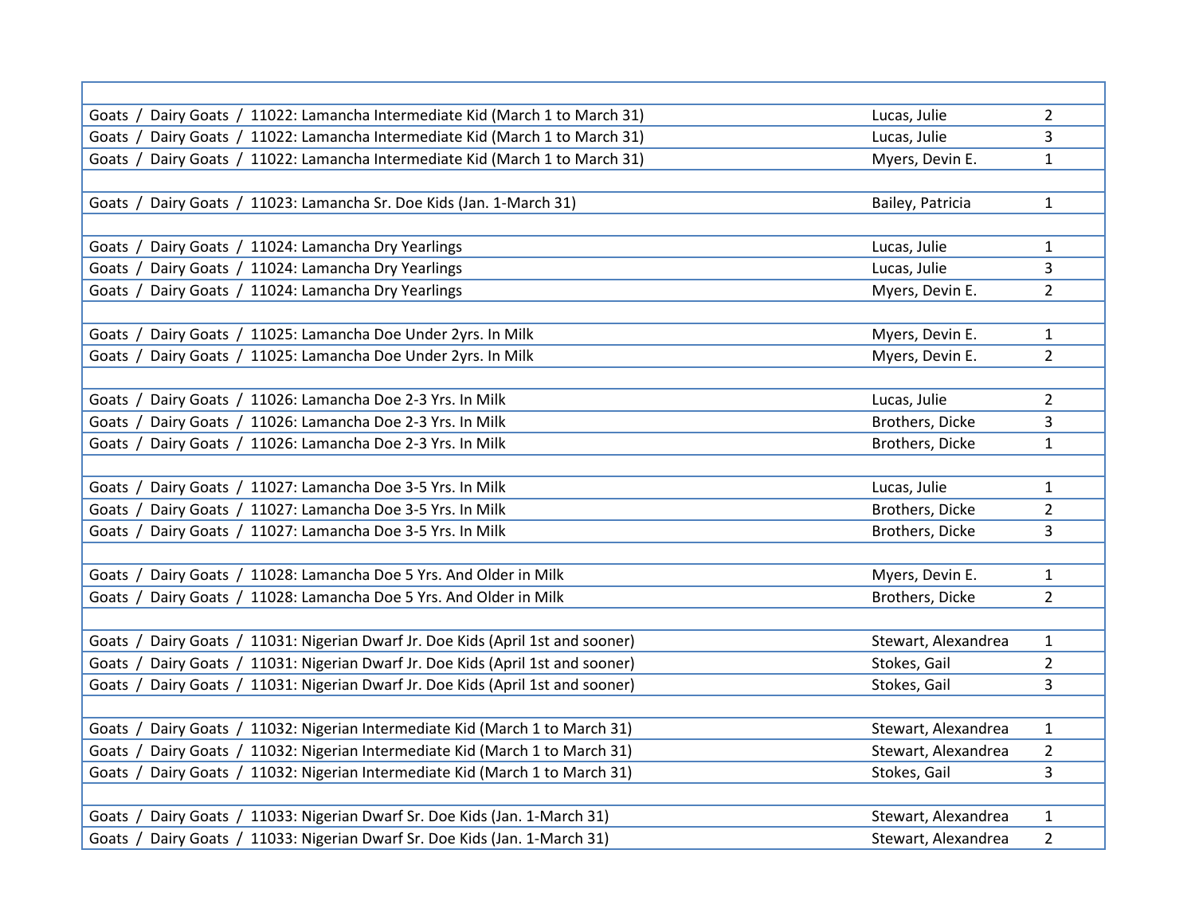| | | |
|---|---|---|
| Goats / Dairy Goats / 11022: Lamancha Intermediate Kid (March 1 to March 31) | Lucas, Julie | 2 |
| Goats / Dairy Goats / 11022: Lamancha Intermediate Kid (March 1 to March 31) | Lucas, Julie | 3 |
| Goats / Dairy Goats / 11022: Lamancha Intermediate Kid (March 1 to March 31) | Myers, Devin E. | 1 |
| | | |
| Goats / Dairy Goats / 11023: Lamancha Sr. Doe Kids (Jan. 1-March 31) | Bailey, Patricia | 1 |
| | | |
| Goats / Dairy Goats / 11024: Lamancha Dry Yearlings | Lucas, Julie | 1 |
| Goats / Dairy Goats / 11024: Lamancha Dry Yearlings | Lucas, Julie | 3 |
| Goats / Dairy Goats / 11024: Lamancha Dry Yearlings | Myers, Devin E. | 2 |
| | | |
| Goats / Dairy Goats / 11025: Lamancha Doe Under 2yrs. In Milk | Myers, Devin E. | 1 |
| Goats / Dairy Goats / 11025: Lamancha Doe Under 2yrs. In Milk | Myers, Devin E. | 2 |
| | | |
| Goats / Dairy Goats / 11026: Lamancha Doe 2-3 Yrs. In Milk | Lucas, Julie | 2 |
| Goats / Dairy Goats / 11026: Lamancha Doe 2-3 Yrs. In Milk | Brothers, Dicke | 3 |
| Goats / Dairy Goats / 11026: Lamancha Doe 2-3 Yrs. In Milk | Brothers, Dicke | 1 |
| | | |
| Goats / Dairy Goats / 11027: Lamancha Doe 3-5 Yrs. In Milk | Lucas, Julie | 1 |
| Goats / Dairy Goats / 11027: Lamancha Doe 3-5 Yrs. In Milk | Brothers, Dicke | 2 |
| Goats / Dairy Goats / 11027: Lamancha Doe 3-5 Yrs. In Milk | Brothers, Dicke | 3 |
| | | |
| Goats / Dairy Goats / 11028: Lamancha Doe 5 Yrs. And Older in Milk | Myers, Devin E. | 1 |
| Goats / Dairy Goats / 11028: Lamancha Doe 5 Yrs. And Older in Milk | Brothers, Dicke | 2 |
| | | |
| Goats / Dairy Goats / 11031: Nigerian Dwarf Jr. Doe Kids (April 1st and sooner) | Stewart, Alexandrea | 1 |
| Goats / Dairy Goats / 11031: Nigerian Dwarf Jr. Doe Kids (April 1st and sooner) | Stokes, Gail | 2 |
| Goats / Dairy Goats / 11031: Nigerian Dwarf Jr. Doe Kids (April 1st and sooner) | Stokes, Gail | 3 |
| | | |
| Goats / Dairy Goats / 11032: Nigerian Intermediate Kid (March 1 to March 31) | Stewart, Alexandrea | 1 |
| Goats / Dairy Goats / 11032: Nigerian Intermediate Kid (March 1 to March 31) | Stewart, Alexandrea | 2 |
| Goats / Dairy Goats / 11032: Nigerian Intermediate Kid (March 1 to March 31) | Stokes, Gail | 3 |
| | | |
| Goats / Dairy Goats / 11033: Nigerian Dwarf Sr. Doe Kids (Jan. 1-March 31) | Stewart, Alexandrea | 1 |
| Goats / Dairy Goats / 11033: Nigerian Dwarf Sr. Doe Kids (Jan. 1-March 31) | Stewart, Alexandrea | 2 |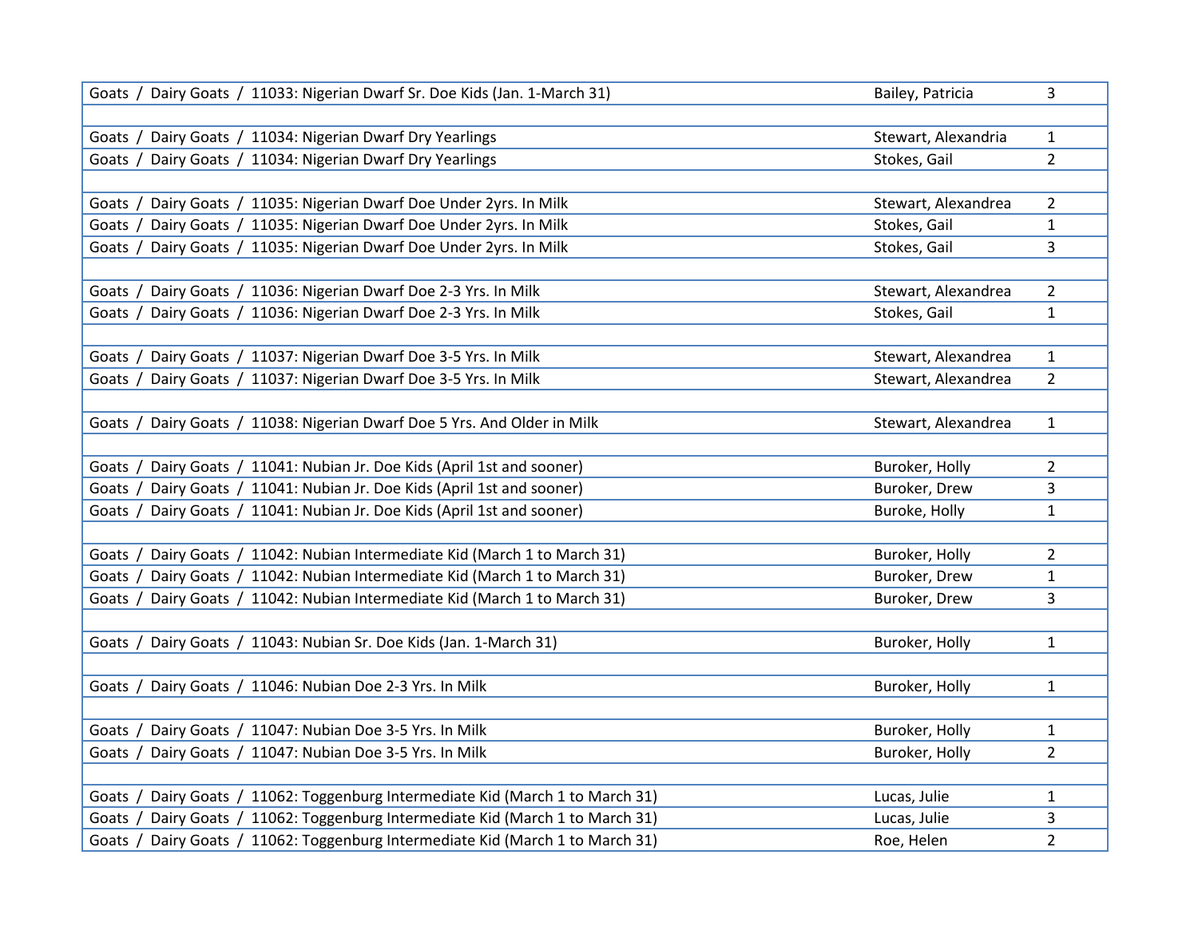| | | |
|---|---|---|
| Goats / Dairy Goats / 11033: Nigerian Dwarf Sr. Doe Kids (Jan. 1-March 31) | Bailey, Patricia | 3 |
| | | |
| Goats / Dairy Goats / 11034: Nigerian Dwarf Dry Yearlings | Stewart, Alexandria | 1 |
| Goats / Dairy Goats / 11034: Nigerian Dwarf Dry Yearlings | Stokes, Gail | 2 |
| | | |
| Goats / Dairy Goats / 11035: Nigerian Dwarf Doe Under 2yrs. In Milk | Stewart, Alexandrea | 2 |
| Goats / Dairy Goats / 11035: Nigerian Dwarf Doe Under 2yrs. In Milk | Stokes, Gail | 1 |
| Goats / Dairy Goats / 11035: Nigerian Dwarf Doe Under 2yrs. In Milk | Stokes, Gail | 3 |
| | | |
| Goats / Dairy Goats / 11036: Nigerian Dwarf Doe 2-3 Yrs. In Milk | Stewart, Alexandrea | 2 |
| Goats / Dairy Goats / 11036: Nigerian Dwarf Doe 2-3 Yrs. In Milk | Stokes, Gail | 1 |
| | | |
| Goats / Dairy Goats / 11037: Nigerian Dwarf Doe 3-5 Yrs. In Milk | Stewart, Alexandrea | 1 |
| Goats / Dairy Goats / 11037: Nigerian Dwarf Doe 3-5 Yrs. In Milk | Stewart, Alexandrea | 2 |
| | | |
| Goats / Dairy Goats / 11038: Nigerian Dwarf Doe 5 Yrs. And Older in Milk | Stewart, Alexandrea | 1 |
| | | |
| Goats / Dairy Goats / 11041: Nubian Jr. Doe Kids (April 1st and sooner) | Buroker, Holly | 2 |
| Goats / Dairy Goats / 11041: Nubian Jr. Doe Kids (April 1st and sooner) | Buroker, Drew | 3 |
| Goats / Dairy Goats / 11041: Nubian Jr. Doe Kids (April 1st and sooner) | Buroke, Holly | 1 |
| | | |
| Goats / Dairy Goats / 11042: Nubian Intermediate Kid (March 1 to March 31) | Buroker, Holly | 2 |
| Goats / Dairy Goats / 11042: Nubian Intermediate Kid (March 1 to March 31) | Buroker, Drew | 1 |
| Goats / Dairy Goats / 11042: Nubian Intermediate Kid (March 1 to March 31) | Buroker, Drew | 3 |
| | | |
| Goats / Dairy Goats / 11043: Nubian Sr. Doe Kids (Jan. 1-March 31) | Buroker, Holly | 1 |
| | | |
| Goats / Dairy Goats / 11046: Nubian Doe 2-3 Yrs. In Milk | Buroker, Holly | 1 |
| | | |
| Goats / Dairy Goats / 11047: Nubian Doe 3-5 Yrs. In Milk | Buroker, Holly | 1 |
| Goats / Dairy Goats / 11047: Nubian Doe 3-5 Yrs. In Milk | Buroker, Holly | 2 |
| | | |
| Goats / Dairy Goats / 11062: Toggenburg Intermediate Kid (March 1 to March 31) | Lucas, Julie | 1 |
| Goats / Dairy Goats / 11062: Toggenburg Intermediate Kid (March 1 to March 31) | Lucas, Julie | 3 |
| Goats / Dairy Goats / 11062: Toggenburg Intermediate Kid (March 1 to March 31) | Roe, Helen | 2 |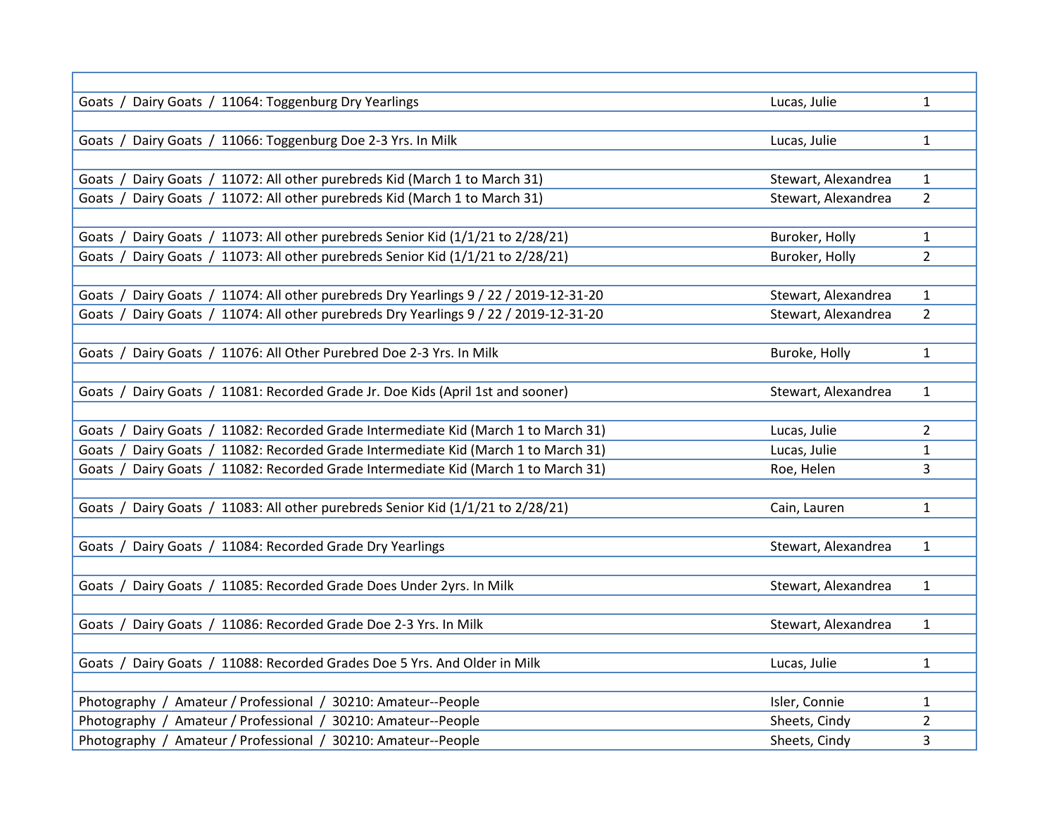| | | |
|---|---|---|
| Goats / Dairy Goats / 11064: Toggenburg Dry Yearlings | Lucas, Julie | 1 |
| | | |
| Goats / Dairy Goats / 11066: Toggenburg Doe 2-3 Yrs. In Milk | Lucas, Julie | 1 |
| | | |
| Goats / Dairy Goats / 11072: All other purebreds Kid (March 1 to March 31) | Stewart, Alexandrea | 1 |
| Goats / Dairy Goats / 11072: All other purebreds Kid (March 1 to March 31) | Stewart, Alexandrea | 2 |
| | | |
| Goats / Dairy Goats / 11073: All other purebreds Senior Kid (1/1/21 to 2/28/21) | Buroker, Holly | 1 |
| Goats / Dairy Goats / 11073: All other purebreds Senior Kid (1/1/21 to 2/28/21) | Buroker, Holly | 2 |
| | | |
| Goats / Dairy Goats / 11074: All other purebreds Dry Yearlings 9 / 22 / 2019-12-31-20 | Stewart, Alexandrea | 1 |
| Goats / Dairy Goats / 11074: All other purebreds Dry Yearlings 9 / 22 / 2019-12-31-20 | Stewart, Alexandrea | 2 |
| | | |
| Goats / Dairy Goats / 11076: All Other Purebred Doe 2-3 Yrs. In Milk | Buroke, Holly | 1 |
| | | |
| Goats / Dairy Goats / 11081: Recorded Grade Jr. Doe Kids (April 1st and sooner) | Stewart, Alexandrea | 1 |
| | | |
| Goats / Dairy Goats / 11082: Recorded Grade Intermediate Kid (March 1 to March 31) | Lucas, Julie | 2 |
| Goats / Dairy Goats / 11082: Recorded Grade Intermediate Kid (March 1 to March 31) | Lucas, Julie | 1 |
| Goats / Dairy Goats / 11082: Recorded Grade Intermediate Kid (March 1 to March 31) | Roe, Helen | 3 |
| | | |
| Goats / Dairy Goats / 11083: All other purebreds Senior Kid (1/1/21 to 2/28/21) | Cain, Lauren | 1 |
| | | |
| Goats / Dairy Goats / 11084: Recorded Grade Dry Yearlings | Stewart, Alexandrea | 1 |
| | | |
| Goats / Dairy Goats / 11085: Recorded Grade Does Under 2yrs. In Milk | Stewart, Alexandrea | 1 |
| | | |
| Goats / Dairy Goats / 11086: Recorded Grade Doe 2-3 Yrs. In Milk | Stewart, Alexandrea | 1 |
| | | |
| Goats / Dairy Goats / 11088: Recorded Grades Doe 5 Yrs. And Older in Milk | Lucas, Julie | 1 |
| | | |
| Photography / Amateur / Professional / 30210: Amateur--People | Isler, Connie | 1 |
| Photography / Amateur / Professional / 30210: Amateur--People | Sheets, Cindy | 2 |
| Photography / Amateur / Professional / 30210: Amateur--People | Sheets, Cindy | 3 |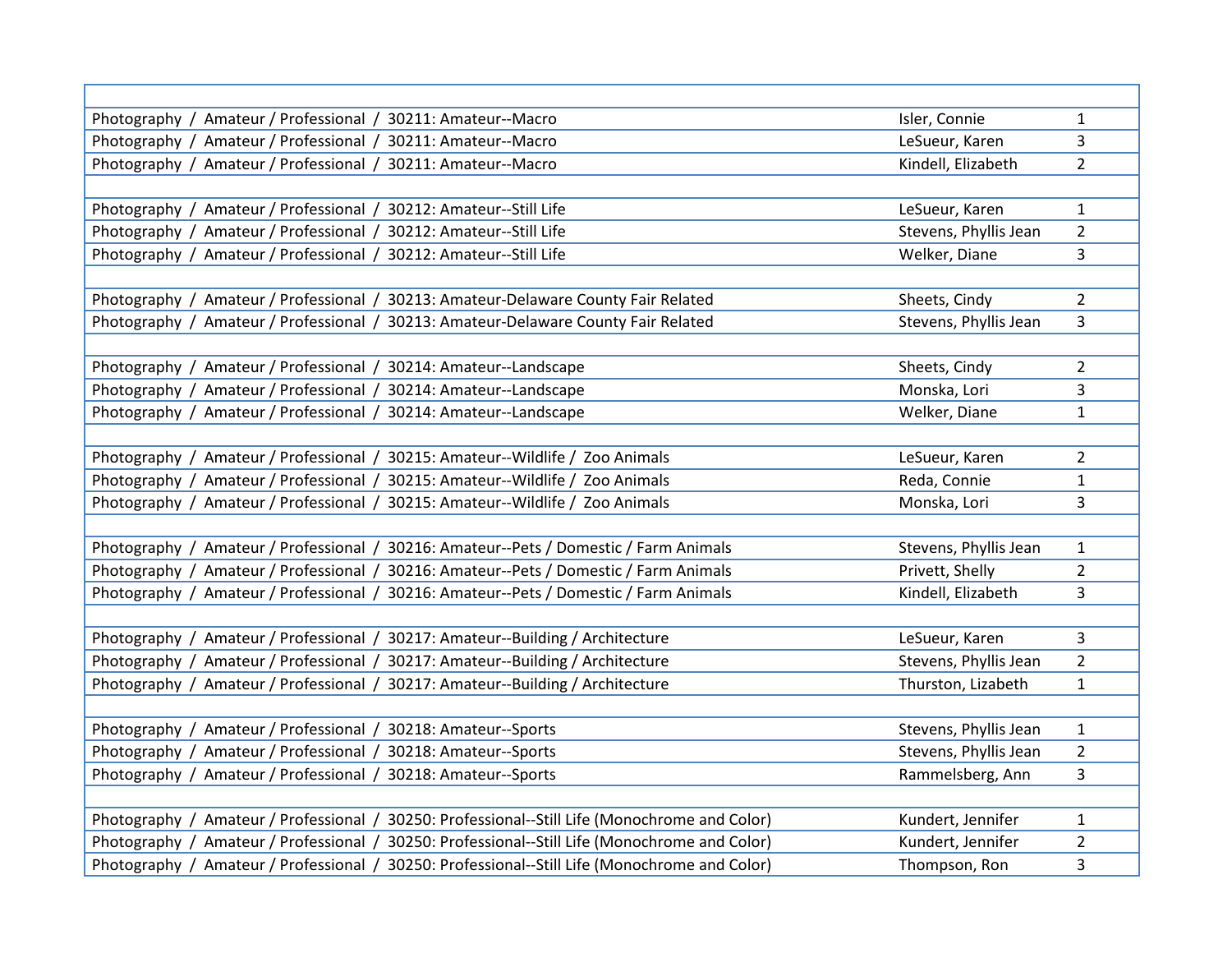| | | |
|---|---|---|
| Photography / Amateur / Professional / 30211: Amateur--Macro | Isler, Connie | 1 |
| Photography / Amateur / Professional / 30211: Amateur--Macro | LeSueur, Karen | 3 |
| Photography / Amateur / Professional / 30211: Amateur--Macro | Kindell, Elizabeth | 2 |
| | | |
| Photography / Amateur / Professional / 30212: Amateur--Still Life | LeSueur, Karen | 1 |
| Photography / Amateur / Professional / 30212: Amateur--Still Life | Stevens, Phyllis Jean | 2 |
| Photography / Amateur / Professional / 30212: Amateur--Still Life | Welker, Diane | 3 |
| | | |
| Photography / Amateur / Professional / 30213: Amateur-Delaware County Fair Related | Sheets, Cindy | 2 |
| Photography / Amateur / Professional / 30213: Amateur-Delaware County Fair Related | Stevens, Phyllis Jean | 3 |
| | | |
| Photography / Amateur / Professional / 30214: Amateur--Landscape | Sheets, Cindy | 2 |
| Photography / Amateur / Professional / 30214: Amateur--Landscape | Monska, Lori | 3 |
| Photography / Amateur / Professional / 30214: Amateur--Landscape | Welker, Diane | 1 |
| | | |
| Photography / Amateur / Professional / 30215: Amateur--Wildlife / Zoo Animals | LeSueur, Karen | 2 |
| Photography / Amateur / Professional / 30215: Amateur--Wildlife / Zoo Animals | Reda, Connie | 1 |
| Photography / Amateur / Professional / 30215: Amateur--Wildlife / Zoo Animals | Monska, Lori | 3 |
| | | |
| Photography / Amateur / Professional / 30216: Amateur--Pets / Domestic / Farm Animals | Stevens, Phyllis Jean | 1 |
| Photography / Amateur / Professional / 30216: Amateur--Pets / Domestic / Farm Animals | Privett, Shelly | 2 |
| Photography / Amateur / Professional / 30216: Amateur--Pets / Domestic / Farm Animals | Kindell, Elizabeth | 3 |
| | | |
| Photography / Amateur / Professional / 30217: Amateur--Building / Architecture | LeSueur, Karen | 3 |
| Photography / Amateur / Professional / 30217: Amateur--Building / Architecture | Stevens, Phyllis Jean | 2 |
| Photography / Amateur / Professional / 30217: Amateur--Building / Architecture | Thurston, Lizabeth | 1 |
| | | |
| Photography / Amateur / Professional / 30218: Amateur--Sports | Stevens, Phyllis Jean | 1 |
| Photography / Amateur / Professional / 30218: Amateur--Sports | Stevens, Phyllis Jean | 2 |
| Photography / Amateur / Professional / 30218: Amateur--Sports | Rammelsberg, Ann | 3 |
| | | |
| Photography / Amateur / Professional / 30250: Professional--Still Life (Monochrome and Color) | Kundert, Jennifer | 1 |
| Photography / Amateur / Professional / 30250: Professional--Still Life (Monochrome and Color) | Kundert, Jennifer | 2 |
| Photography / Amateur / Professional / 30250: Professional--Still Life (Monochrome and Color) | Thompson, Ron | 3 |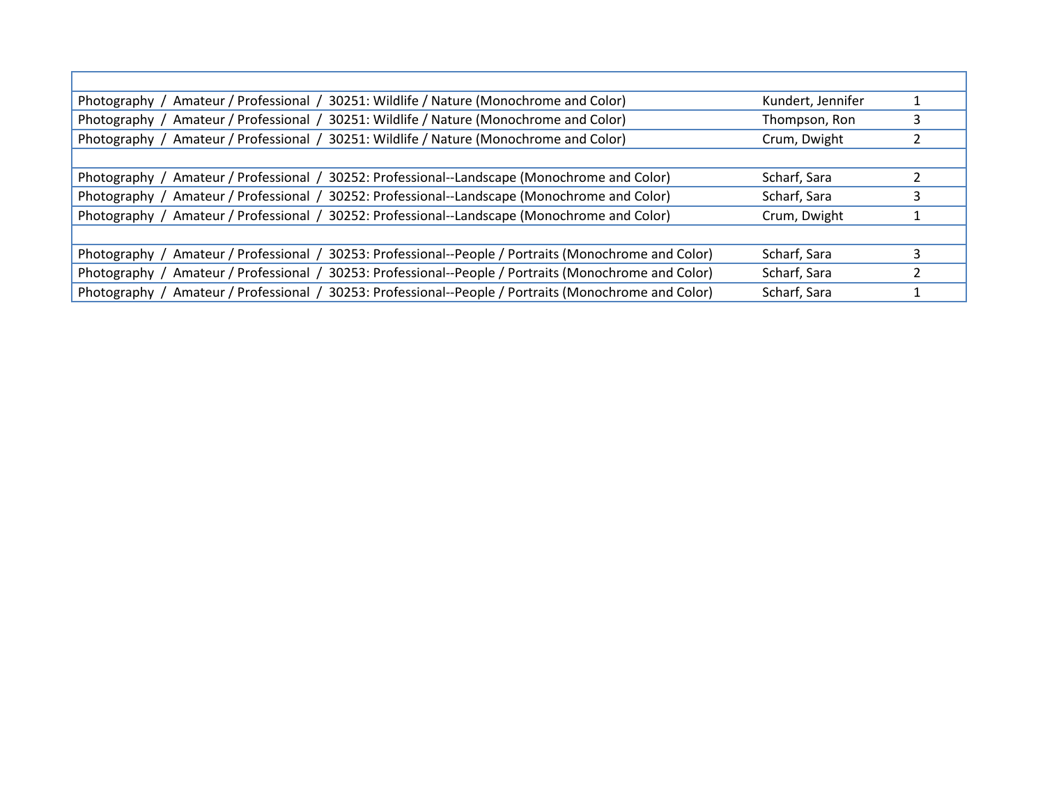| | | |
|---|---|---|
| Photography / Amateur / Professional / 30251: Wildlife / Nature (Monochrome and Color) | Kundert, Jennifer | 1 |
| Photography / Amateur / Professional / 30251: Wildlife / Nature (Monochrome and Color) | Thompson, Ron | 3 |
| Photography / Amateur / Professional / 30251: Wildlife / Nature (Monochrome and Color) | Crum, Dwight | 2 |
| | | |
| Photography / Amateur / Professional / 30252: Professional--Landscape (Monochrome and Color) | Scharf, Sara | 2 |
| Photography / Amateur / Professional / 30252: Professional--Landscape (Monochrome and Color) | Scharf, Sara | 3 |
| Photography / Amateur / Professional / 30252: Professional--Landscape (Monochrome and Color) | Crum, Dwight | 1 |
| | | |
| Photography / Amateur / Professional / 30253: Professional--People / Portraits (Monochrome and Color) | Scharf, Sara | 3 |
| Photography / Amateur / Professional / 30253: Professional--People / Portraits (Monochrome and Color) | Scharf, Sara | 2 |
| Photography / Amateur / Professional / 30253: Professional--People / Portraits (Monochrome and Color) | Scharf, Sara | 1 |